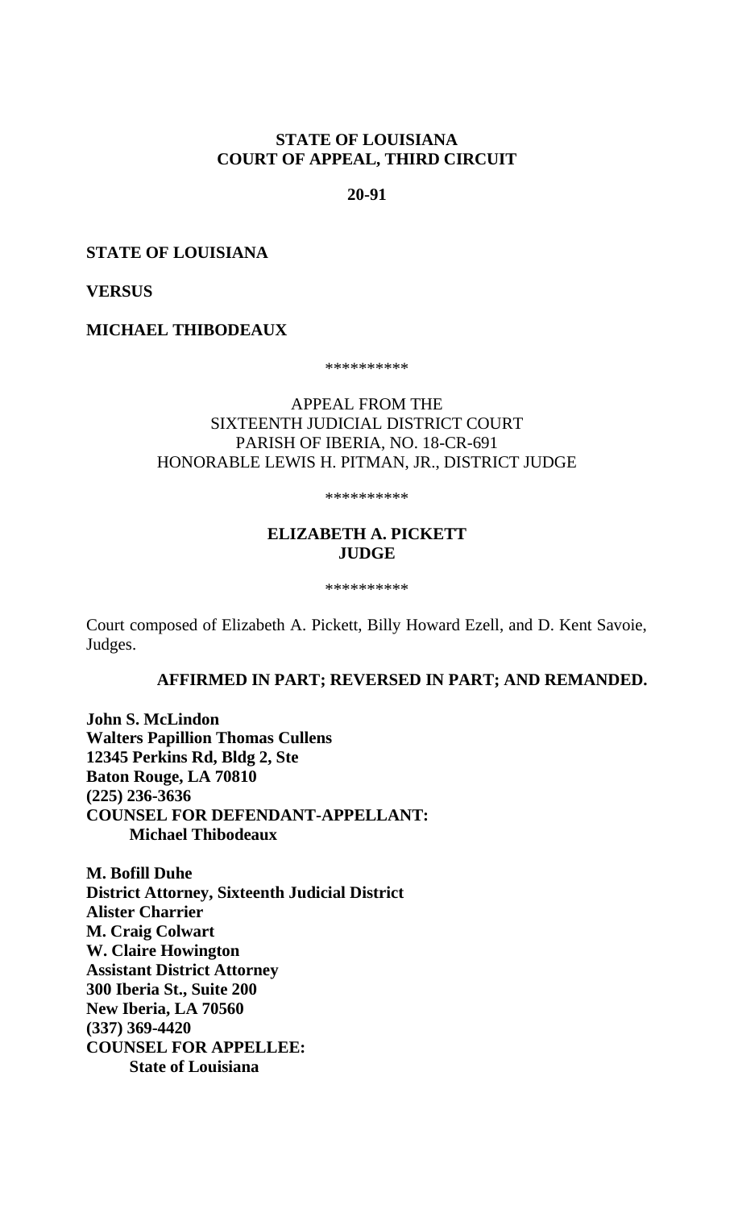**STATE OF LOUISIANA**
**COURT OF APPEAL, THIRD CIRCUIT**

**20-91**

**STATE OF LOUISIANA**

**VERSUS**

**MICHAEL THIBODEAUX**

**********

APPEAL FROM THE
SIXTEENTH JUDICIAL DISTRICT COURT
PARISH OF IBERIA, NO. 18-CR-691
HONORABLE LEWIS H. PITMAN, JR., DISTRICT JUDGE

**********

**ELIZABETH A. PICKETT**
**JUDGE**

**********

Court composed of Elizabeth A. Pickett, Billy Howard Ezell, and D. Kent Savoie, Judges.

**AFFIRMED IN PART; REVERSED IN PART; AND REMANDED.**

**John S. McLindon**
**Walters Papillion Thomas Cullens**
**12345 Perkins Rd, Bldg 2, Ste**
**Baton Rouge, LA 70810**
**(225) 236-3636**
**COUNSEL FOR DEFENDANT-APPELLANT:**
**Michael Thibodeaux**

**M. Bofill Duhe**
**District Attorney, Sixteenth Judicial District**
**Alister Charrier**
**M. Craig Colwart**
**W. Claire Howington**
**Assistant District Attorney**
**300 Iberia St., Suite 200**
**New Iberia, LA 70560**
**(337) 369-4420**
**COUNSEL FOR APPELLEE:**
**State of Louisiana**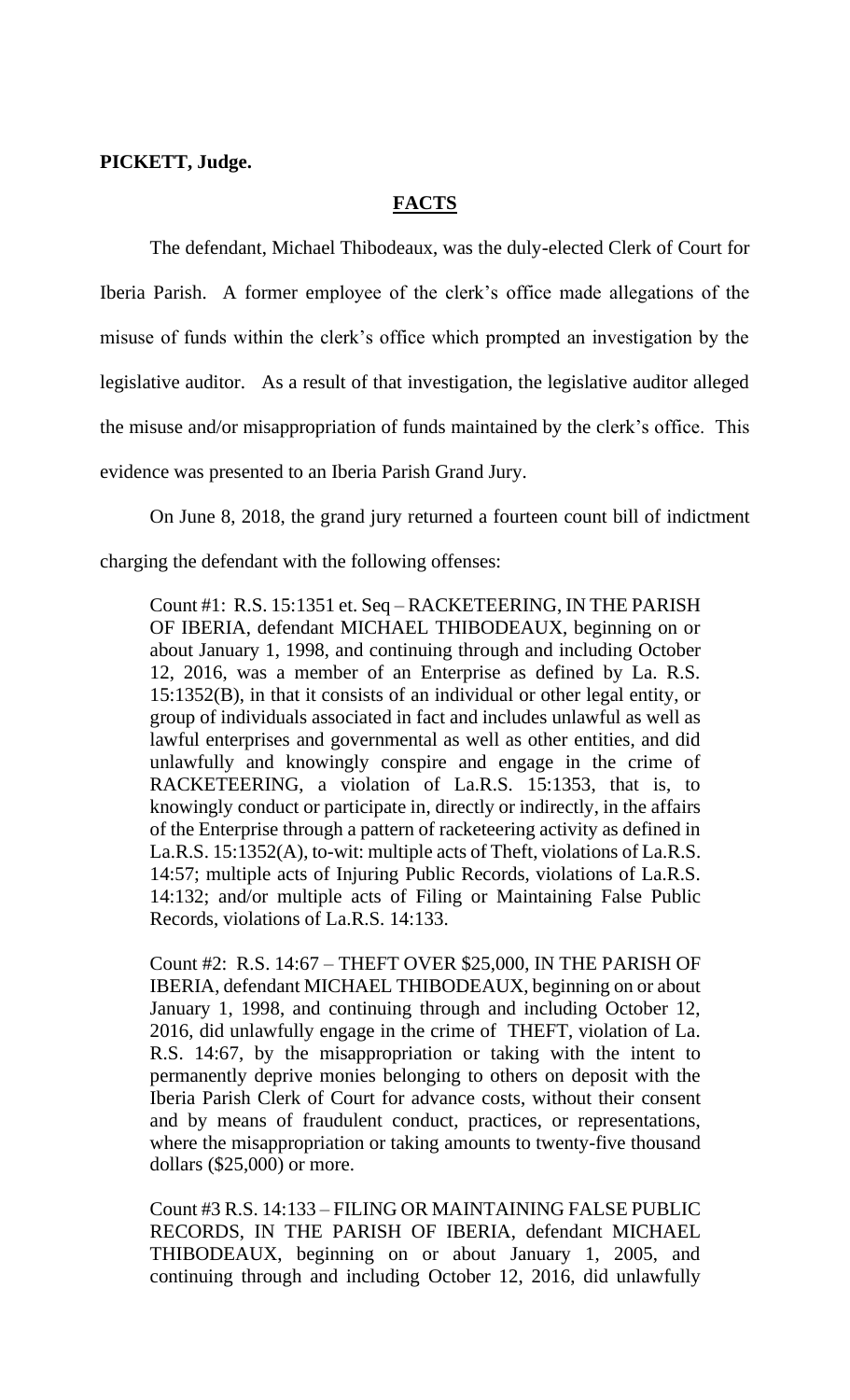**PICKETT, Judge.**

**FACTS**

The defendant, Michael Thibodeaux, was the duly-elected Clerk of Court for Iberia Parish. A former employee of the clerk's office made allegations of the misuse of funds within the clerk's office which prompted an investigation by the legislative auditor. As a result of that investigation, the legislative auditor alleged the misuse and/or misappropriation of funds maintained by the clerk's office. This evidence was presented to an Iberia Parish Grand Jury.

On June 8, 2018, the grand jury returned a fourteen count bill of indictment charging the defendant with the following offenses:

> Count #1: R.S. 15:1351 et. Seq – RACKETEERING, IN THE PARISH OF IBERIA, defendant MICHAEL THIBODEAUX, beginning on or about January 1, 1998, and continuing through and including October 12, 2016, was a member of an Enterprise as defined by La. R.S. 15:1352(B), in that it consists of an individual or other legal entity, or group of individuals associated in fact and includes unlawful as well as lawful enterprises and governmental as well as other entities, and did unlawfully and knowingly conspire and engage in the crime of RACKETEERING, a violation of La.R.S. 15:1353, that is, to knowingly conduct or participate in, directly or indirectly, in the affairs of the Enterprise through a pattern of racketeering activity as defined in La.R.S. 15:1352(A), to-wit: multiple acts of Theft, violations of La.R.S. 14:57; multiple acts of Injuring Public Records, violations of La.R.S. 14:132; and/or multiple acts of Filing or Maintaining False Public Records, violations of La.R.S. 14:133.
>
> Count #2: R.S. 14:67 – THEFT OVER $25,000, IN THE PARISH OF IBERIA, defendant MICHAEL THIBODEAUX, beginning on or about January 1, 1998, and continuing through and including October 12, 2016, did unlawfully engage in the crime of THEFT, violation of La. R.S. 14:67, by the misappropriation or taking with the intent to permanently deprive monies belonging to others on deposit with the Iberia Parish Clerk of Court for advance costs, without their consent and by means of fraudulent conduct, practices, or representations, where the misappropriation or taking amounts to twenty-five thousand dollars ($25,000) or more.
>
> Count #3 R.S. 14:133 – FILING OR MAINTAINING FALSE PUBLIC RECORDS, IN THE PARISH OF IBERIA, defendant MICHAEL THIBODEAUX, beginning on or about January 1, 2005, and continuing through and including October 12, 2016, did unlawfully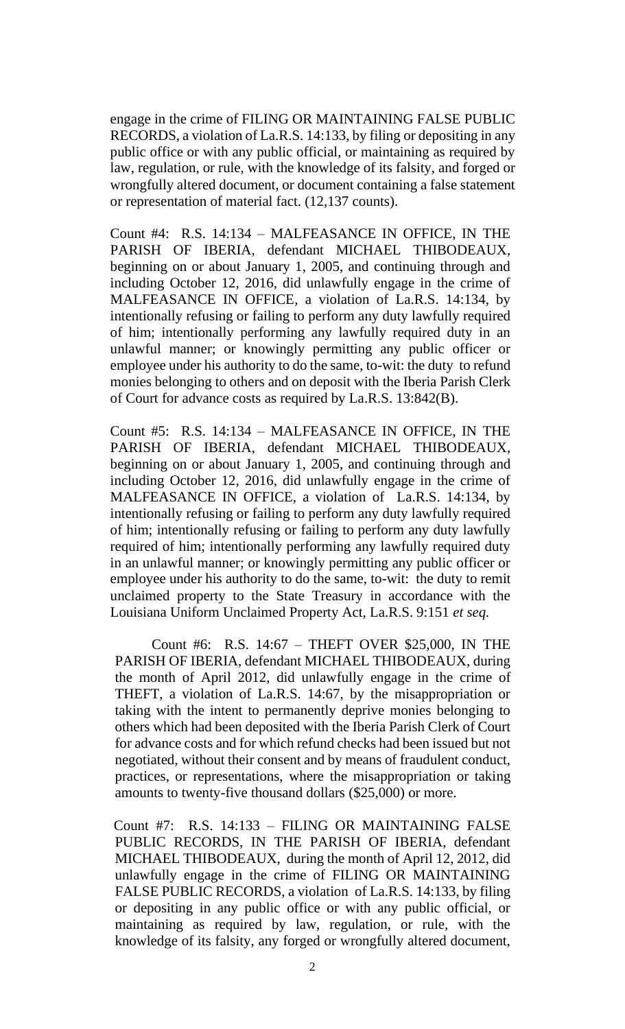engage in the crime of FILING OR MAINTAINING FALSE PUBLIC RECORDS, a violation of La.R.S. 14:133, by filing or depositing in any public office or with any public official, or maintaining as required by law, regulation, or rule, with the knowledge of its falsity, and forged or wrongfully altered document, or document containing a false statement or representation of material fact. (12,137 counts).

Count #4: R.S. 14:134 – MALFEASANCE IN OFFICE, IN THE PARISH OF IBERIA, defendant MICHAEL THIBODEAUX, beginning on or about January 1, 2005, and continuing through and including October 12, 2016, did unlawfully engage in the crime of MALFEASANCE IN OFFICE, a violation of La.R.S. 14:134, by intentionally refusing or failing to perform any duty lawfully required of him; intentionally performing any lawfully required duty in an unlawful manner; or knowingly permitting any public officer or employee under his authority to do the same, to-wit: the duty to refund monies belonging to others and on deposit with the Iberia Parish Clerk of Court for advance costs as required by La.R.S. 13:842(B).

Count #5: R.S. 14:134 – MALFEASANCE IN OFFICE, IN THE PARISH OF IBERIA, defendant MICHAEL THIBODEAUX, beginning on or about January 1, 2005, and continuing through and including October 12, 2016, did unlawfully engage in the crime of MALFEASANCE IN OFFICE, a violation of La.R.S. 14:134, by intentionally refusing or failing to perform any duty lawfully required of him; intentionally refusing or failing to perform any duty lawfully required of him; intentionally performing any lawfully required duty in an unlawful manner; or knowingly permitting any public officer or employee under his authority to do the same, to-wit: the duty to remit unclaimed property to the State Treasury in accordance with the Louisiana Uniform Unclaimed Property Act, La.R.S. 9:151 *et seq.*

Count #6: R.S. 14:67 – THEFT OVER $25,000, IN THE PARISH OF IBERIA, defendant MICHAEL THIBODEAUX, during the month of April 2012, did unlawfully engage in the crime of THEFT, a violation of La.R.S. 14:67, by the misappropriation or taking with the intent to permanently deprive monies belonging to others which had been deposited with the Iberia Parish Clerk of Court for advance costs and for which refund checks had been issued but not negotiated, without their consent and by means of fraudulent conduct, practices, or representations, where the misappropriation or taking amounts to twenty-five thousand dollars ($25,000) or more.

Count #7: R.S. 14:133 – FILING OR MAINTAINING FALSE PUBLIC RECORDS, IN THE PARISH OF IBERIA, defendant MICHAEL THIBODEAUX, during the month of April 12, 2012, did unlawfully engage in the crime of FILING OR MAINTAINING FALSE PUBLIC RECORDS, a violation of La.R.S. 14:133, by filing or depositing in any public office or with any public official, or maintaining as required by law, regulation, or rule, with the knowledge of its falsity, any forged or wrongfully altered document,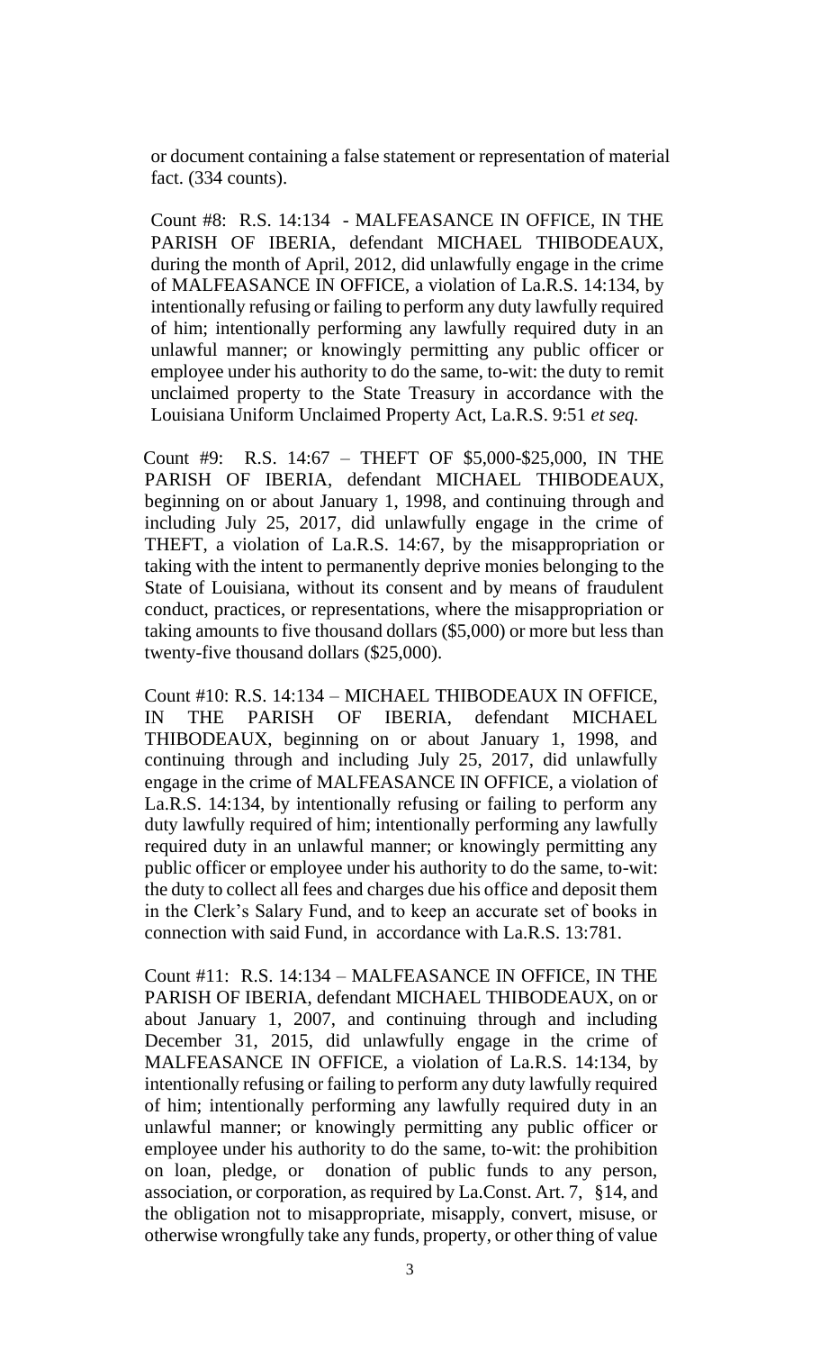or document containing a false statement or representation of material fact. (334 counts).

Count #8: R.S. 14:134 - MALFEASANCE IN OFFICE, IN THE PARISH OF IBERIA, defendant MICHAEL THIBODEAUX, during the month of April, 2012, did unlawfully engage in the crime of MALFEASANCE IN OFFICE, a violation of La.R.S. 14:134, by intentionally refusing or failing to perform any duty lawfully required of him; intentionally performing any lawfully required duty in an unlawful manner; or knowingly permitting any public officer or employee under his authority to do the same, to-wit: the duty to remit unclaimed property to the State Treasury in accordance with the Louisiana Uniform Unclaimed Property Act, La.R.S. 9:51 *et seq.*

Count #9: R.S. 14:67 – THEFT OF $5,000-$25,000, IN THE PARISH OF IBERIA, defendant MICHAEL THIBODEAUX, beginning on or about January 1, 1998, and continuing through and including July 25, 2017, did unlawfully engage in the crime of THEFT, a violation of La.R.S. 14:67, by the misappropriation or taking with the intent to permanently deprive monies belonging to the State of Louisiana, without its consent and by means of fraudulent conduct, practices, or representations, where the misappropriation or taking amounts to five thousand dollars ($5,000) or more but less than twenty-five thousand dollars ($25,000).

Count #10: R.S. 14:134 – MICHAEL THIBODEAUX IN OFFICE, IN THE PARISH OF IBERIA, defendant MICHAEL THIBODEAUX, beginning on or about January 1, 1998, and continuing through and including July 25, 2017, did unlawfully engage in the crime of MALFEASANCE IN OFFICE, a violation of La.R.S. 14:134, by intentionally refusing or failing to perform any duty lawfully required of him; intentionally performing any lawfully required duty in an unlawful manner; or knowingly permitting any public officer or employee under his authority to do the same, to-wit: the duty to collect all fees and charges due his office and deposit them in the Clerk's Salary Fund, and to keep an accurate set of books in connection with said Fund, in accordance with La.R.S. 13:781.

Count #11: R.S. 14:134 – MALFEASANCE IN OFFICE, IN THE PARISH OF IBERIA, defendant MICHAEL THIBODEAUX, on or about January 1, 2007, and continuing through and including December 31, 2015, did unlawfully engage in the crime of MALFEASANCE IN OFFICE, a violation of La.R.S. 14:134, by intentionally refusing or failing to perform any duty lawfully required of him; intentionally performing any lawfully required duty in an unlawful manner; or knowingly permitting any public officer or employee under his authority to do the same, to-wit: the prohibition on loan, pledge, or donation of public funds to any person, association, or corporation, as required by La.Const. Art. 7, §14, and the obligation not to misappropriate, misapply, convert, misuse, or otherwise wrongfully take any funds, property, or other thing of value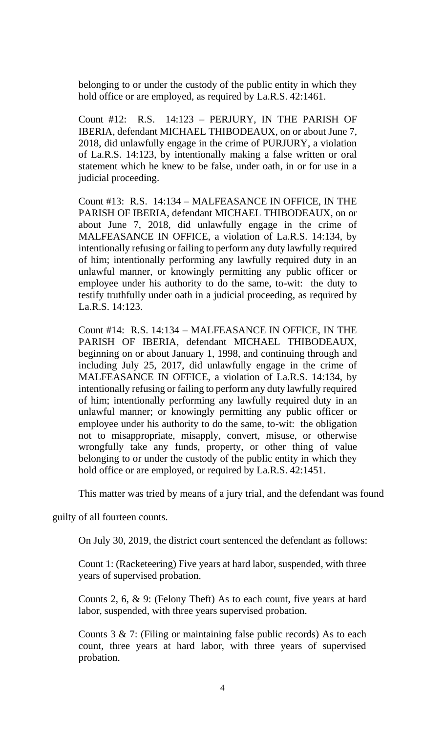belonging to or under the custody of the public entity in which they hold office or are employed, as required by La.R.S. 42:1461.

Count #12: R.S. 14:123 – PERJURY, IN THE PARISH OF IBERIA, defendant MICHAEL THIBODEAUX, on or about June 7, 2018, did unlawfully engage in the crime of PURJURY, a violation of La.R.S. 14:123, by intentionally making a false written or oral statement which he knew to be false, under oath, in or for use in a judicial proceeding.

Count #13: R.S. 14:134 – MALFEASANCE IN OFFICE, IN THE PARISH OF IBERIA, defendant MICHAEL THIBODEAUX, on or about June 7, 2018, did unlawfully engage in the crime of MALFEASANCE IN OFFICE, a violation of La.R.S. 14:134, by intentionally refusing or failing to perform any duty lawfully required of him; intentionally performing any lawfully required duty in an unlawful manner, or knowingly permitting any public officer or employee under his authority to do the same, to-wit: the duty to testify truthfully under oath in a judicial proceeding, as required by La.R.S. 14:123.

Count #14: R.S. 14:134 – MALFEASANCE IN OFFICE, IN THE PARISH OF IBERIA, defendant MICHAEL THIBODEAUX, beginning on or about January 1, 1998, and continuing through and including July 25, 2017, did unlawfully engage in the crime of MALFEASANCE IN OFFICE, a violation of La.R.S. 14:134, by intentionally refusing or failing to perform any duty lawfully required of him; intentionally performing any lawfully required duty in an unlawful manner; or knowingly permitting any public officer or employee under his authority to do the same, to-wit: the obligation not to misappropriate, misapply, convert, misuse, or otherwise wrongfully take any funds, property, or other thing of value belonging to or under the custody of the public entity in which they hold office or are employed, or required by La.R.S. 42:1451.

This matter was tried by means of a jury trial, and the defendant was found guilty of all fourteen counts.

On July 30, 2019, the district court sentenced the defendant as follows:

Count 1: (Racketeering) Five years at hard labor, suspended, with three years of supervised probation.

Counts 2, 6, & 9: (Felony Theft) As to each count, five years at hard labor, suspended, with three years supervised probation.

Counts 3 & 7: (Filing or maintaining false public records) As to each count, three years at hard labor, with three years of supervised probation.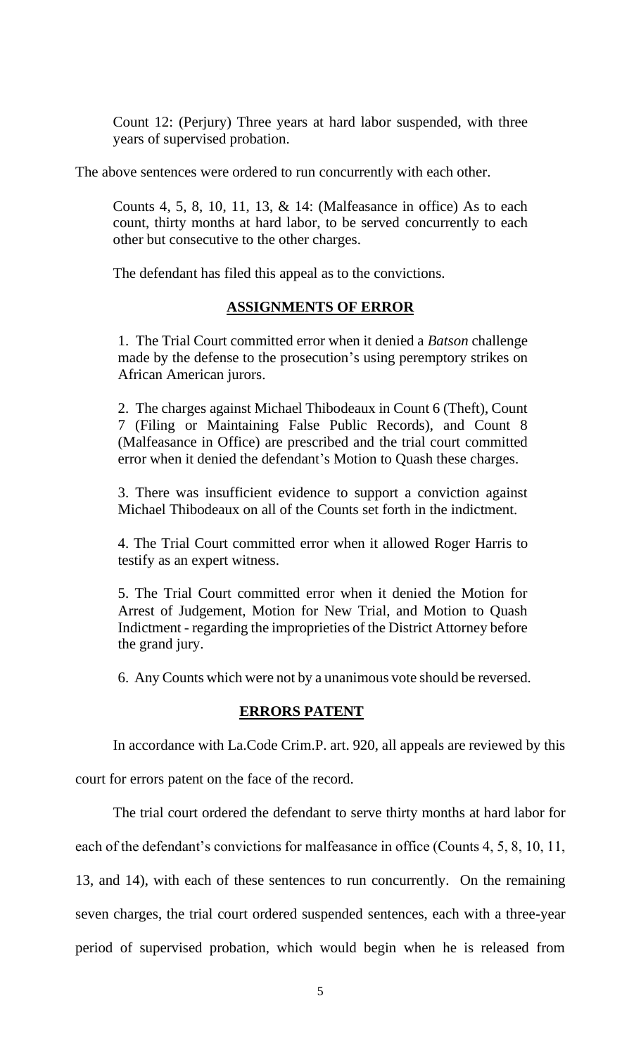> Count 12: (Perjury) Three years at hard labor suspended, with three years of supervised probation.

The above sentences were ordered to run concurrently with each other.

> Counts 4, 5, 8, 10, 11, 13, & 14: (Malfeasance in office) As to each count, thirty months at hard labor, to be served concurrently to each other but consecutive to the other charges.

The defendant has filed this appeal as to the convictions.

## ASSIGNMENTS OF ERROR

1. The Trial Court committed error when it denied a *Batson* challenge made by the defense to the prosecution's using peremptory strikes on African American jurors.

2. The charges against Michael Thibodeaux in Count 6 (Theft), Count 7 (Filing or Maintaining False Public Records), and Count 8 (Malfeasance in Office) are prescribed and the trial court committed error when it denied the defendant's Motion to Quash these charges.

3. There was insufficient evidence to support a conviction against Michael Thibodeaux on all of the Counts set forth in the indictment.

4. The Trial Court committed error when it allowed Roger Harris to testify as an expert witness.

5. The Trial Court committed error when it denied the Motion for Arrest of Judgement, Motion for New Trial, and Motion to Quash Indictment - regarding the improprieties of the District Attorney before the grand jury.

6. Any Counts which were not by a unanimous vote should be reversed.

## ERRORS PATENT

In accordance with La.Code Crim.P. art. 920, all appeals are reviewed by this court for errors patent on the face of the record.

The trial court ordered the defendant to serve thirty months at hard labor for each of the defendant's convictions for malfeasance in office (Counts 4, 5, 8, 10, 11, 13, and 14), with each of these sentences to run concurrently. On the remaining seven charges, the trial court ordered suspended sentences, each with a three-year period of supervised probation, which would begin when he is released from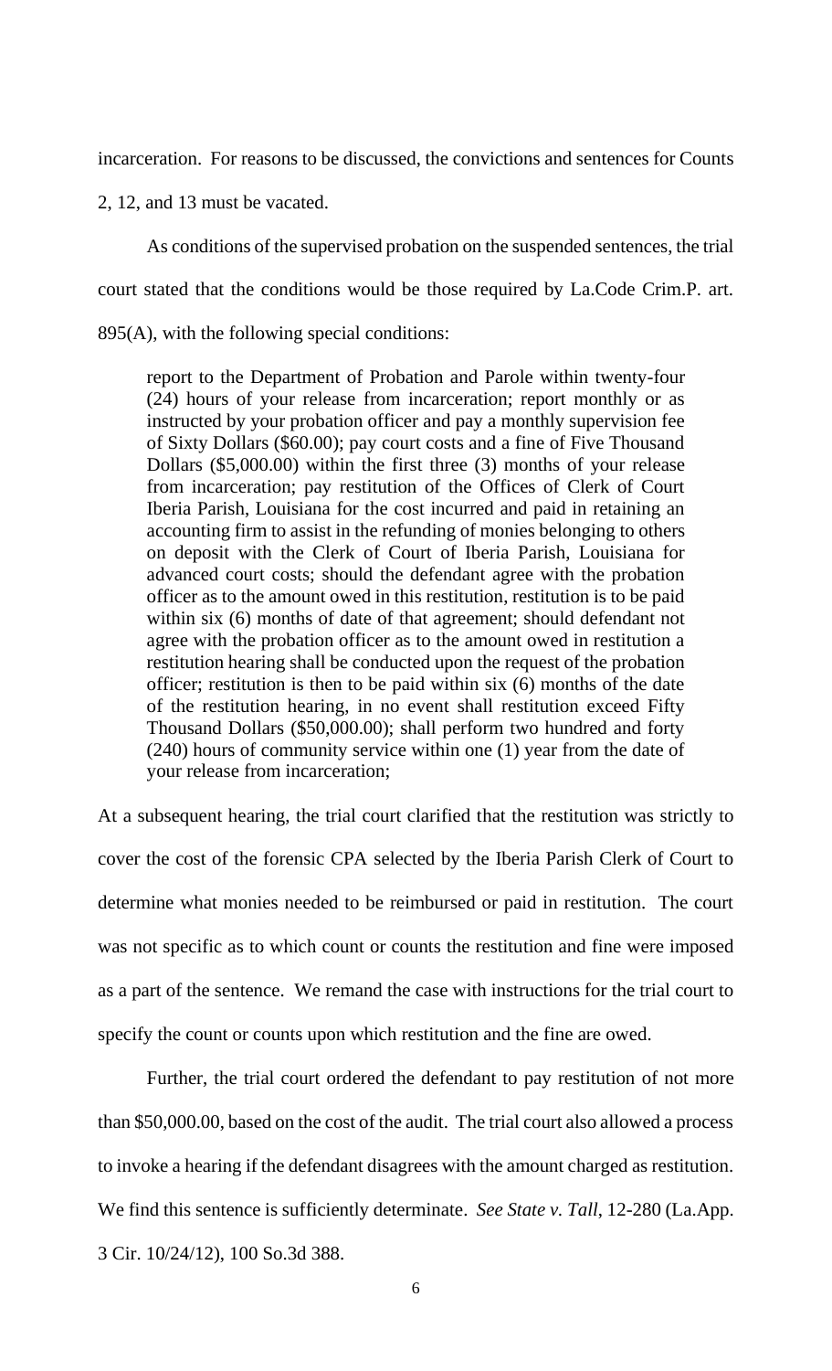incarceration. For reasons to be discussed, the convictions and sentences for Counts 2, 12, and 13 must be vacated.

As conditions of the supervised probation on the suspended sentences, the trial court stated that the conditions would be those required by La.Code Crim.P. art. 895(A), with the following special conditions:

> report to the Department of Probation and Parole within twenty-four (24) hours of your release from incarceration; report monthly or as instructed by your probation officer and pay a monthly supervision fee of Sixty Dollars ($60.00); pay court costs and a fine of Five Thousand Dollars ($5,000.00) within the first three (3) months of your release from incarceration; pay restitution of the Offices of Clerk of Court Iberia Parish, Louisiana for the cost incurred and paid in retaining an accounting firm to assist in the refunding of monies belonging to others on deposit with the Clerk of Court of Iberia Parish, Louisiana for advanced court costs; should the defendant agree with the probation officer as to the amount owed in this restitution, restitution is to be paid within six (6) months of date of that agreement; should defendant not agree with the probation officer as to the amount owed in restitution a restitution hearing shall be conducted upon the request of the probation officer; restitution is then to be paid within six (6) months of the date of the restitution hearing, in no event shall restitution exceed Fifty Thousand Dollars ($50,000.00); shall perform two hundred and forty (240) hours of community service within one (1) year from the date of your release from incarceration;

At a subsequent hearing, the trial court clarified that the restitution was strictly to cover the cost of the forensic CPA selected by the Iberia Parish Clerk of Court to determine what monies needed to be reimbursed or paid in restitution. The court was not specific as to which count or counts the restitution and fine were imposed as a part of the sentence. We remand the case with instructions for the trial court to specify the count or counts upon which restitution and the fine are owed.

Further, the trial court ordered the defendant to pay restitution of not more than $50,000.00, based on the cost of the audit. The trial court also allowed a process to invoke a hearing if the defendant disagrees with the amount charged as restitution. We find this sentence is sufficiently determinate. *See State v. Tall*, 12-280 (La.App. 3 Cir. 10/24/12), 100 So.3d 388.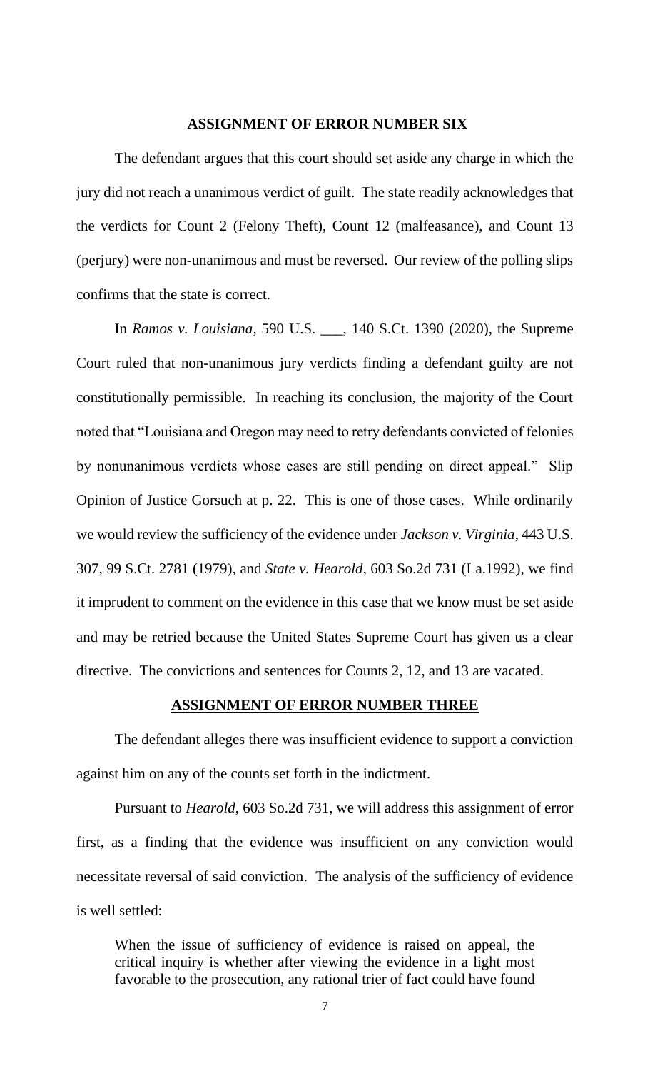## ASSIGNMENT OF ERROR NUMBER SIX

The defendant argues that this court should set aside any charge in which the jury did not reach a unanimous verdict of guilt. The state readily acknowledges that the verdicts for Count 2 (Felony Theft), Count 12 (malfeasance), and Count 13 (perjury) were non-unanimous and must be reversed. Our review of the polling slips confirms that the state is correct.

In *Ramos v. Louisiana*, 590 U.S. ___, 140 S.Ct. 1390 (2020), the Supreme Court ruled that non-unanimous jury verdicts finding a defendant guilty are not constitutionally permissible. In reaching its conclusion, the majority of the Court noted that "Louisiana and Oregon may need to retry defendants convicted of felonies by nonunanimous verdicts whose cases are still pending on direct appeal." Slip Opinion of Justice Gorsuch at p. 22. This is one of those cases. While ordinarily we would review the sufficiency of the evidence under *Jackson v. Virginia*, 443 U.S. 307, 99 S.Ct. 2781 (1979), and *State v. Hearold*, 603 So.2d 731 (La.1992), we find it imprudent to comment on the evidence in this case that we know must be set aside and may be retried because the United States Supreme Court has given us a clear directive. The convictions and sentences for Counts 2, 12, and 13 are vacated.

## ASSIGNMENT OF ERROR NUMBER THREE

The defendant alleges there was insufficient evidence to support a conviction against him on any of the counts set forth in the indictment.

Pursuant to *Hearold*, 603 So.2d 731, we will address this assignment of error first, as a finding that the evidence was insufficient on any conviction would necessitate reversal of said conviction. The analysis of the sufficiency of evidence is well settled:

> When the issue of sufficiency of evidence is raised on appeal, the critical inquiry is whether after viewing the evidence in a light most favorable to the prosecution, any rational trier of fact could have found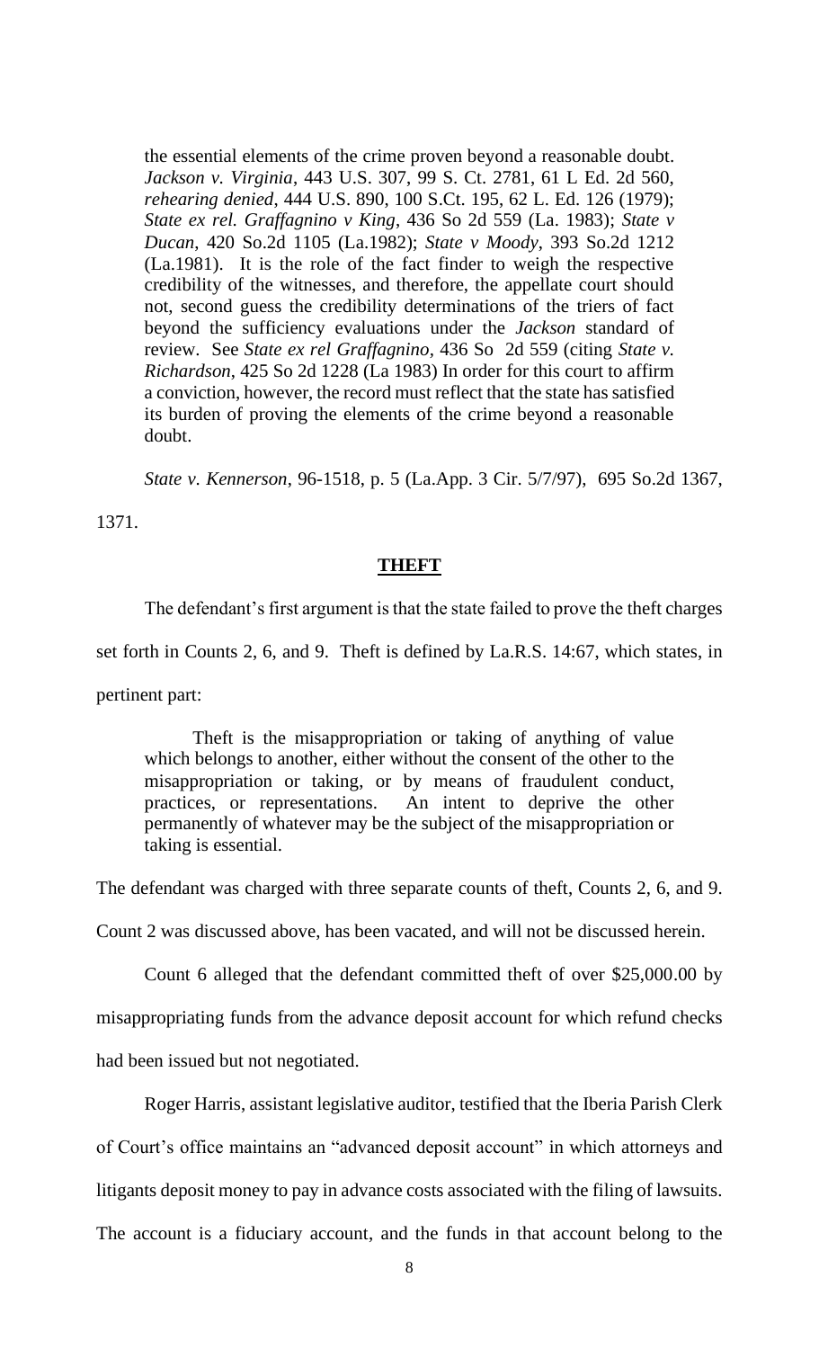> the essential elements of the crime proven beyond a reasonable doubt. *Jackson v. Virginia*, 443 U.S. 307, 99 S. Ct. 2781, 61 L Ed. 2d 560, *rehearing denied*, 444 U.S. 890, 100 S.Ct. 195, 62 L. Ed. 126 (1979); *State ex rel. Graffagnino v King*, 436 So 2d 559 (La. 1983); *State v Ducan*, 420 So.2d 1105 (La.1982); *State v Moody*, 393 So.2d 1212 (La.1981). It is the role of the fact finder to weigh the respective credibility of the witnesses, and therefore, the appellate court should not, second guess the credibility determinations of the triers of fact beyond the sufficiency evaluations under the *Jackson* standard of review. See *State ex rel Graffagnino*, 436 So 2d 559 (citing *State v. Richardson*, 425 So 2d 1228 (La 1983) In order for this court to affirm a conviction, however, the record must reflect that the state has satisfied its burden of proving the elements of the crime beyond a reasonable doubt.

*State v. Kennerson*, 96-1518, p. 5 (La.App. 3 Cir. 5/7/97), 695 So.2d 1367, 1371.

## **THEFT**

The defendant's first argument is that the state failed to prove the theft charges set forth in Counts 2, 6, and 9. Theft is defined by La.R.S. 14:67, which states, in pertinent part:

> Theft is the misappropriation or taking of anything of value which belongs to another, either without the consent of the other to the misappropriation or taking, or by means of fraudulent conduct, practices, or representations. An intent to deprive the other permanently of whatever may be the subject of the misappropriation or taking is essential.

The defendant was charged with three separate counts of theft, Counts 2, 6, and 9. Count 2 was discussed above, has been vacated, and will not be discussed herein.

Count 6 alleged that the defendant committed theft of over $25,000.00 by misappropriating funds from the advance deposit account for which refund checks had been issued but not negotiated.

Roger Harris, assistant legislative auditor, testified that the Iberia Parish Clerk of Court's office maintains an "advanced deposit account" in which attorneys and litigants deposit money to pay in advance costs associated with the filing of lawsuits. The account is a fiduciary account, and the funds in that account belong to the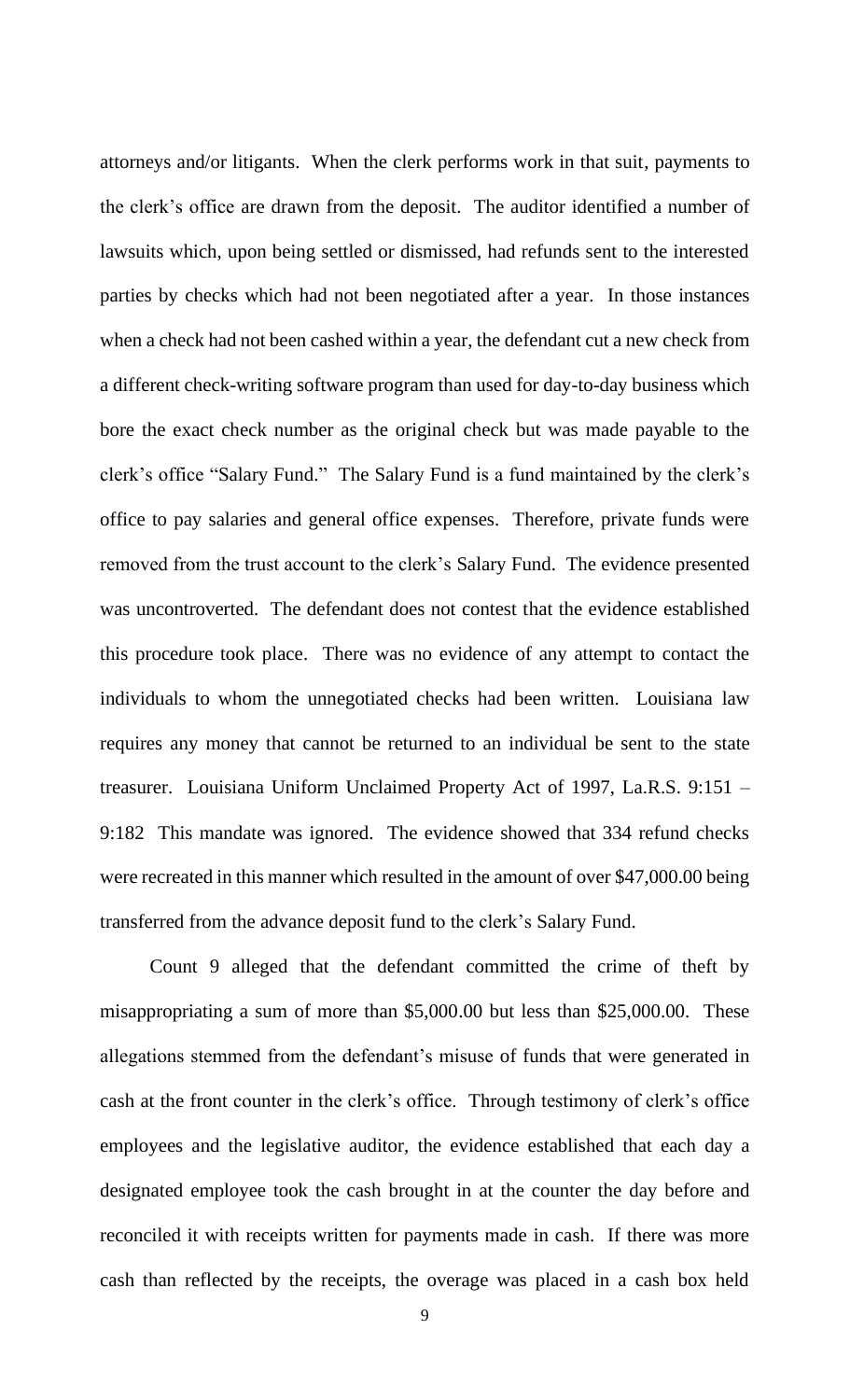attorneys and/or litigants. When the clerk performs work in that suit, payments to the clerk's office are drawn from the deposit. The auditor identified a number of lawsuits which, upon being settled or dismissed, had refunds sent to the interested parties by checks which had not been negotiated after a year. In those instances when a check had not been cashed within a year, the defendant cut a new check from a different check-writing software program than used for day-to-day business which bore the exact check number as the original check but was made payable to the clerk's office "Salary Fund." The Salary Fund is a fund maintained by the clerk's office to pay salaries and general office expenses. Therefore, private funds were removed from the trust account to the clerk's Salary Fund. The evidence presented was uncontroverted. The defendant does not contest that the evidence established this procedure took place. There was no evidence of any attempt to contact the individuals to whom the unnegotiated checks had been written. Louisiana law requires any money that cannot be returned to an individual be sent to the state treasurer. Louisiana Uniform Unclaimed Property Act of 1997, La.R.S. 9:151 – 9:182 This mandate was ignored. The evidence showed that 334 refund checks were recreated in this manner which resulted in the amount of over $47,000.00 being transferred from the advance deposit fund to the clerk's Salary Fund.

Count 9 alleged that the defendant committed the crime of theft by misappropriating a sum of more than $5,000.00 but less than $25,000.00. These allegations stemmed from the defendant's misuse of funds that were generated in cash at the front counter in the clerk's office. Through testimony of clerk's office employees and the legislative auditor, the evidence established that each day a designated employee took the cash brought in at the counter the day before and reconciled it with receipts written for payments made in cash. If there was more cash than reflected by the receipts, the overage was placed in a cash box held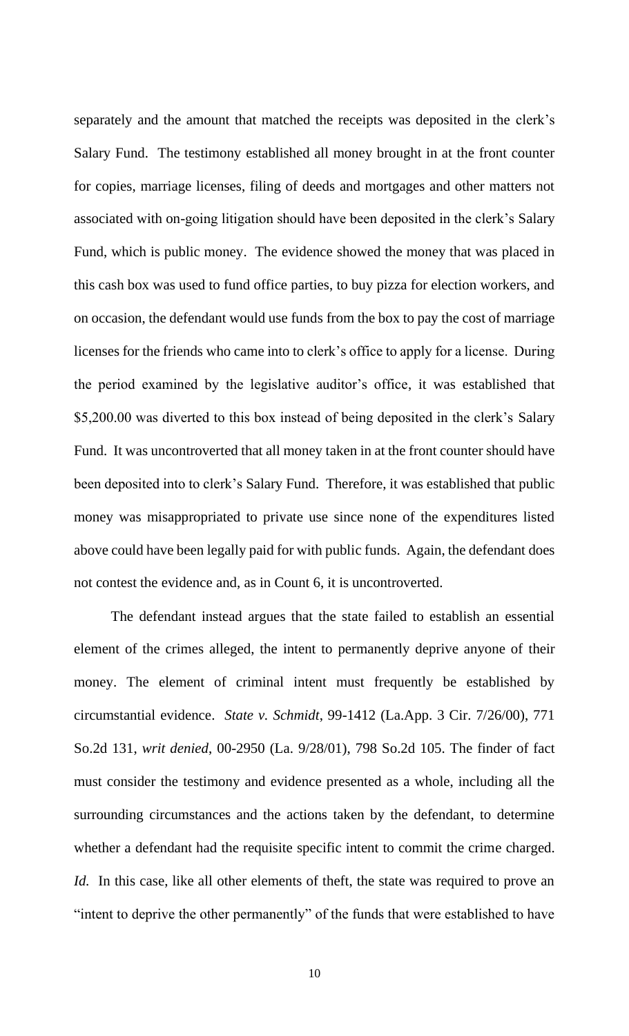separately and the amount that matched the receipts was deposited in the clerk's Salary Fund. The testimony established all money brought in at the front counter for copies, marriage licenses, filing of deeds and mortgages and other matters not associated with on-going litigation should have been deposited in the clerk's Salary Fund, which is public money. The evidence showed the money that was placed in this cash box was used to fund office parties, to buy pizza for election workers, and on occasion, the defendant would use funds from the box to pay the cost of marriage licenses for the friends who came into to clerk's office to apply for a license. During the period examined by the legislative auditor's office, it was established that $5,200.00 was diverted to this box instead of being deposited in the clerk's Salary Fund. It was uncontroverted that all money taken in at the front counter should have been deposited into to clerk's Salary Fund. Therefore, it was established that public money was misappropriated to private use since none of the expenditures listed above could have been legally paid for with public funds. Again, the defendant does not contest the evidence and, as in Count 6, it is uncontroverted.

The defendant instead argues that the state failed to establish an essential element of the crimes alleged, the intent to permanently deprive anyone of their money. The element of criminal intent must frequently be established by circumstantial evidence. *State v. Schmidt*, 99-1412 (La.App. 3 Cir. 7/26/00), 771 So.2d 131, *writ denied*, 00-2950 (La. 9/28/01), 798 So.2d 105. The finder of fact must consider the testimony and evidence presented as a whole, including all the surrounding circumstances and the actions taken by the defendant, to determine whether a defendant had the requisite specific intent to commit the crime charged. *Id.* In this case, like all other elements of theft, the state was required to prove an "intent to deprive the other permanently" of the funds that were established to have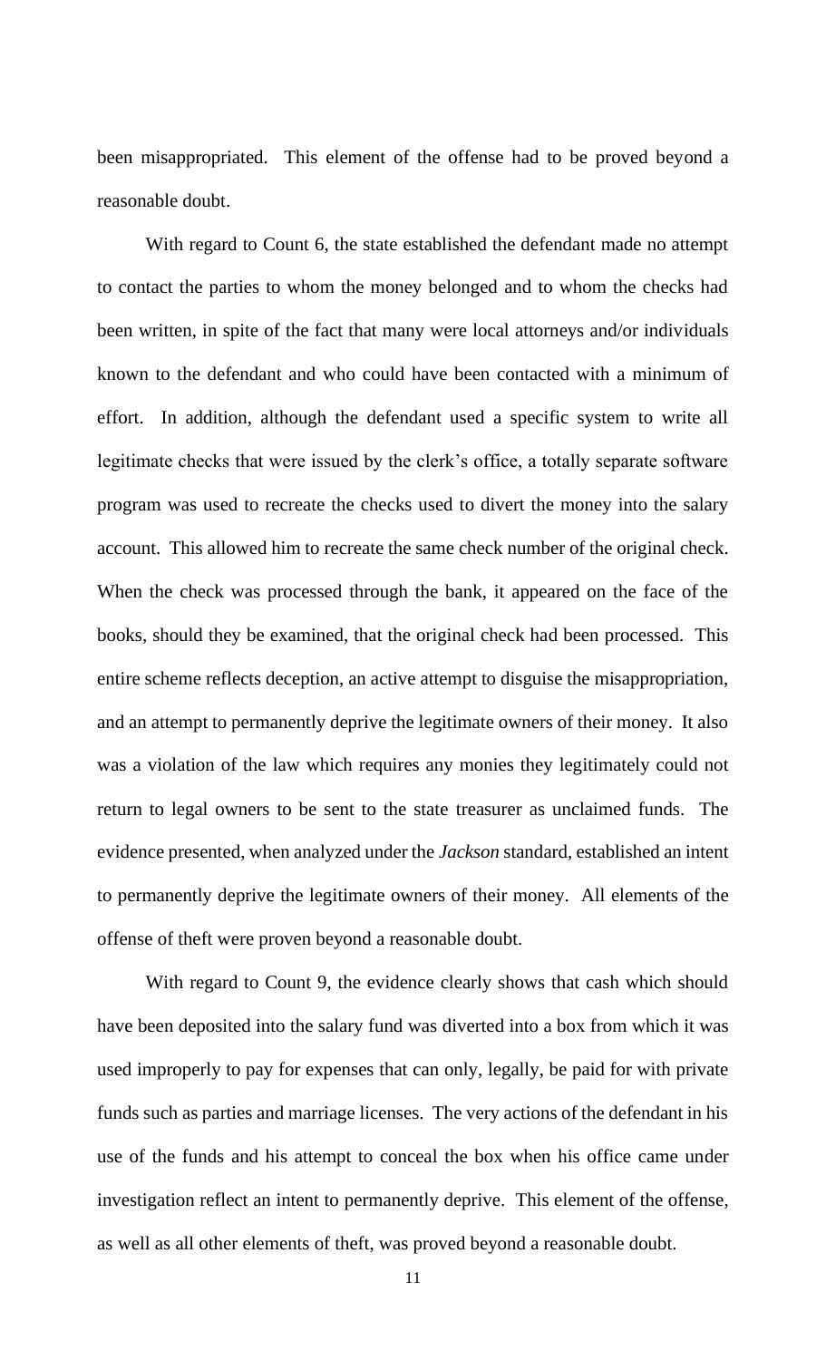been misappropriated. This element of the offense had to be proved beyond a reasonable doubt.

With regard to Count 6, the state established the defendant made no attempt to contact the parties to whom the money belonged and to whom the checks had been written, in spite of the fact that many were local attorneys and/or individuals known to the defendant and who could have been contacted with a minimum of effort. In addition, although the defendant used a specific system to write all legitimate checks that were issued by the clerk's office, a totally separate software program was used to recreate the checks used to divert the money into the salary account. This allowed him to recreate the same check number of the original check. When the check was processed through the bank, it appeared on the face of the books, should they be examined, that the original check had been processed. This entire scheme reflects deception, an active attempt to disguise the misappropriation, and an attempt to permanently deprive the legitimate owners of their money. It also was a violation of the law which requires any monies they legitimately could not return to legal owners to be sent to the state treasurer as unclaimed funds. The evidence presented, when analyzed under the *Jackson* standard, established an intent to permanently deprive the legitimate owners of their money. All elements of the offense of theft were proven beyond a reasonable doubt.

With regard to Count 9, the evidence clearly shows that cash which should have been deposited into the salary fund was diverted into a box from which it was used improperly to pay for expenses that can only, legally, be paid for with private funds such as parties and marriage licenses. The very actions of the defendant in his use of the funds and his attempt to conceal the box when his office came under investigation reflect an intent to permanently deprive. This element of the offense, as well as all other elements of theft, was proved beyond a reasonable doubt.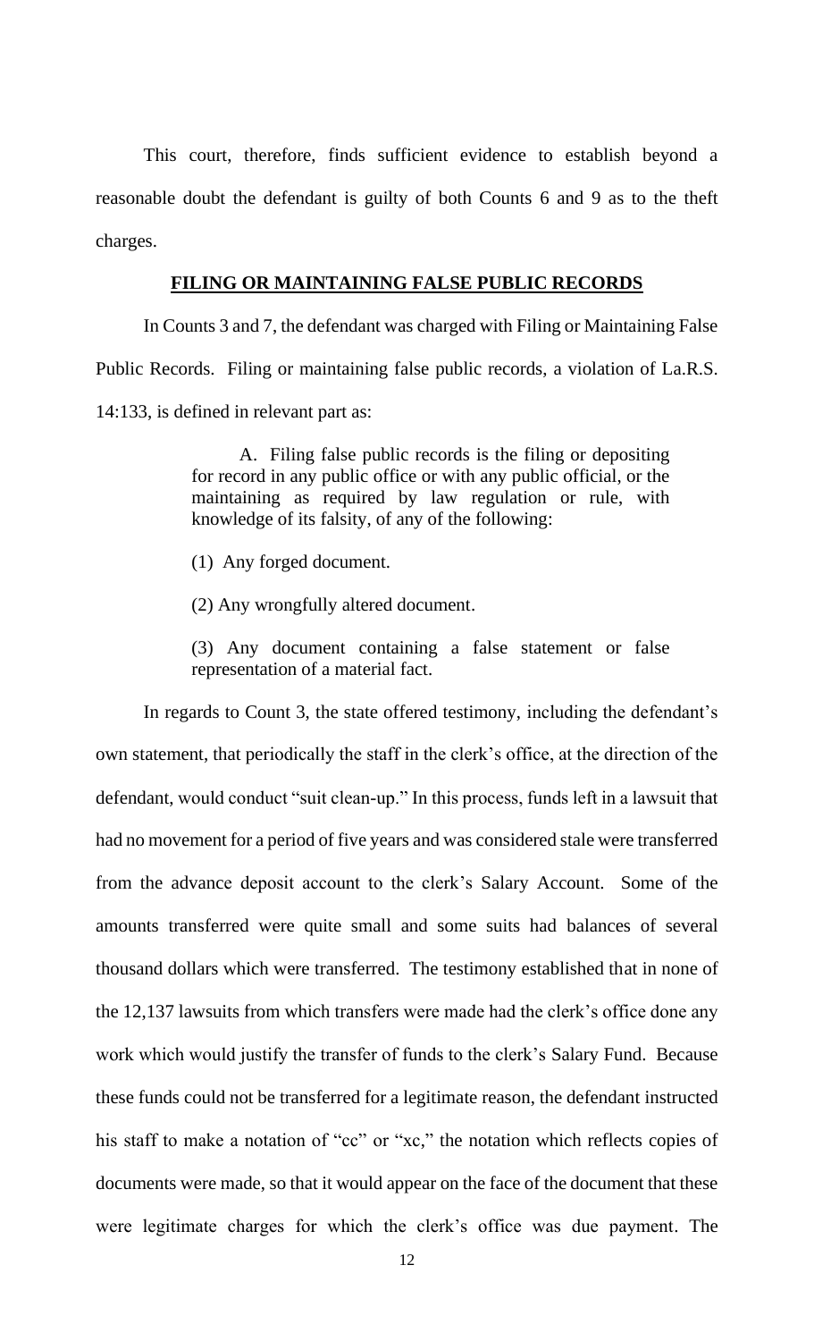This court, therefore, finds sufficient evidence to establish beyond a reasonable doubt the defendant is guilty of both Counts 6 and 9 as to the theft charges.

## **FILING OR MAINTAINING FALSE PUBLIC RECORDS**

In Counts 3 and 7, the defendant was charged with Filing or Maintaining False Public Records. Filing or maintaining false public records, a violation of La.R.S. 14:133, is defined in relevant part as:

> A. Filing false public records is the filing or depositing for record in any public office or with any public official, or the maintaining as required by law regulation or rule, with knowledge of its falsity, of any of the following:
>
> (1) Any forged document.
>
> (2) Any wrongfully altered document.
>
> (3) Any document containing a false statement or false representation of a material fact.

In regards to Count 3, the state offered testimony, including the defendant's own statement, that periodically the staff in the clerk's office, at the direction of the defendant, would conduct "suit clean-up." In this process, funds left in a lawsuit that had no movement for a period of five years and was considered stale were transferred from the advance deposit account to the clerk's Salary Account. Some of the amounts transferred were quite small and some suits had balances of several thousand dollars which were transferred. The testimony established that in none of the 12,137 lawsuits from which transfers were made had the clerk's office done any work which would justify the transfer of funds to the clerk's Salary Fund. Because these funds could not be transferred for a legitimate reason, the defendant instructed his staff to make a notation of "cc" or "xc," the notation which reflects copies of documents were made, so that it would appear on the face of the document that these were legitimate charges for which the clerk's office was due payment. The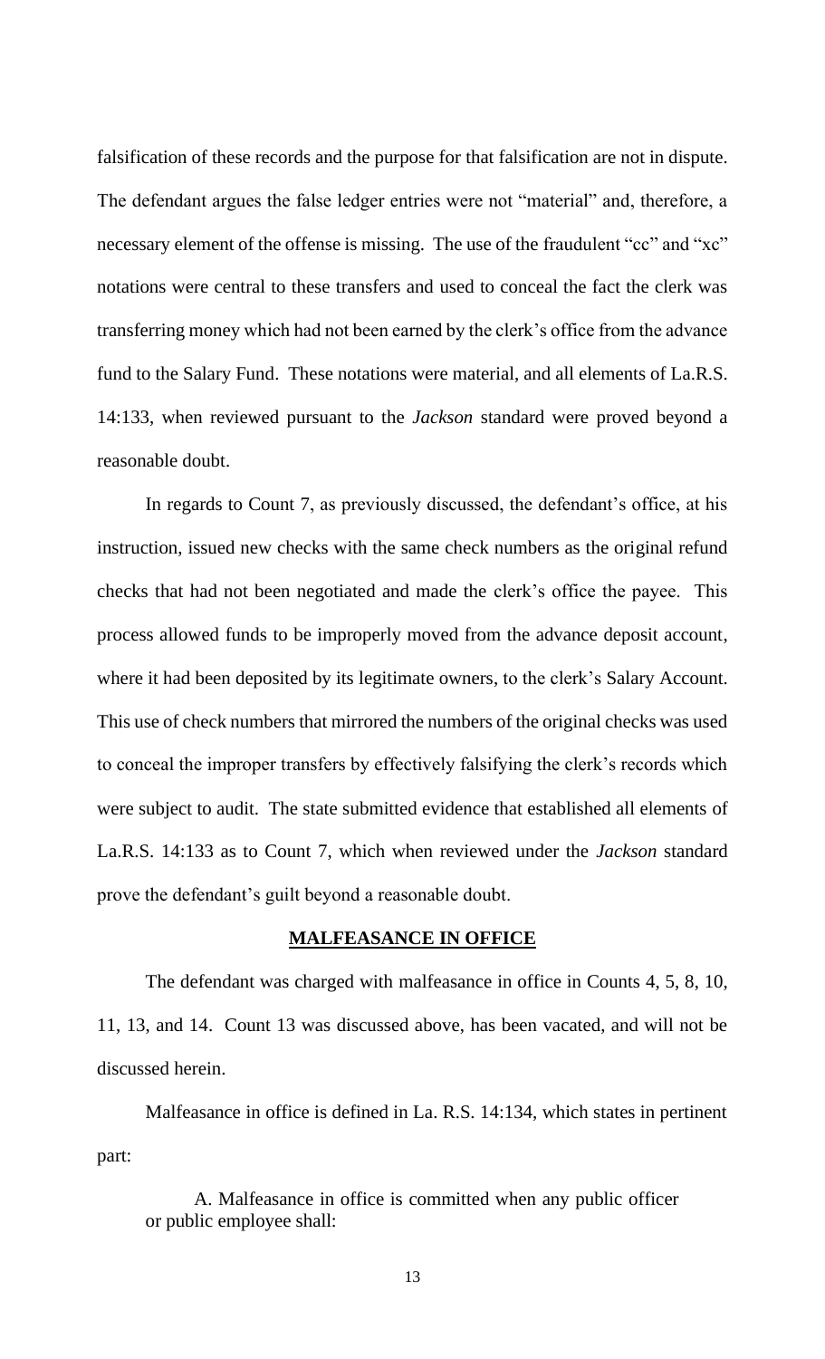falsification of these records and the purpose for that falsification are not in dispute. The defendant argues the false ledger entries were not "material" and, therefore, a necessary element of the offense is missing. The use of the fraudulent "cc" and "xc" notations were central to these transfers and used to conceal the fact the clerk was transferring money which had not been earned by the clerk's office from the advance fund to the Salary Fund. These notations were material, and all elements of La.R.S. 14:133, when reviewed pursuant to the *Jackson* standard were proved beyond a reasonable doubt.

In regards to Count 7, as previously discussed, the defendant's office, at his instruction, issued new checks with the same check numbers as the original refund checks that had not been negotiated and made the clerk's office the payee. This process allowed funds to be improperly moved from the advance deposit account, where it had been deposited by its legitimate owners, to the clerk's Salary Account. This use of check numbers that mirrored the numbers of the original checks was used to conceal the improper transfers by effectively falsifying the clerk's records which were subject to audit. The state submitted evidence that established all elements of La.R.S. 14:133 as to Count 7, which when reviewed under the *Jackson* standard prove the defendant's guilt beyond a reasonable doubt.

## **MALFEASANCE IN OFFICE**

The defendant was charged with malfeasance in office in Counts 4, 5, 8, 10, 11, 13, and 14. Count 13 was discussed above, has been vacated, and will not be discussed herein.

Malfeasance in office is defined in La. R.S. 14:134, which states in pertinent part:

> A. Malfeasance in office is committed when any public officer or public employee shall: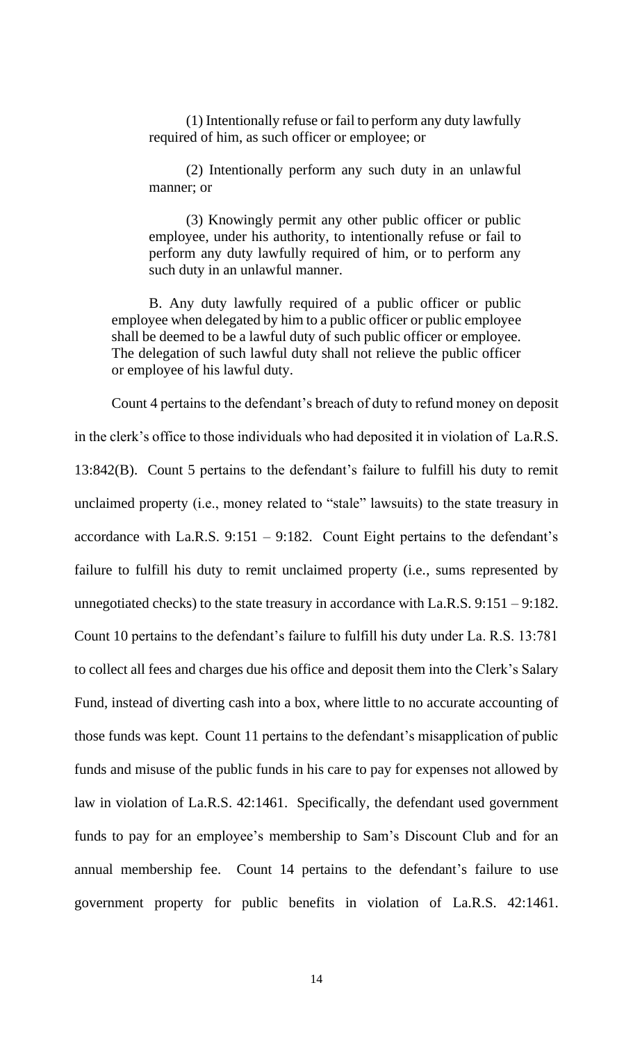> (1) Intentionally refuse or fail to perform any duty lawfully required of him, as such officer or employee; or
>
> (2) Intentionally perform any such duty in an unlawful manner; or
>
> (3) Knowingly permit any other public officer or public employee, under his authority, to intentionally refuse or fail to perform any duty lawfully required of him, or to perform any such duty in an unlawful manner.
>
> B. Any duty lawfully required of a public officer or public employee when delegated by him to a public officer or public employee shall be deemed to be a lawful duty of such public officer or employee. The delegation of such lawful duty shall not relieve the public officer or employee of his lawful duty.

Count 4 pertains to the defendant's breach of duty to refund money on deposit in the clerk's office to those individuals who had deposited it in violation of La.R.S. 13:842(B). Count 5 pertains to the defendant's failure to fulfill his duty to remit unclaimed property (i.e., money related to "stale" lawsuits) to the state treasury in accordance with La.R.S. 9:151 – 9:182. Count Eight pertains to the defendant's failure to fulfill his duty to remit unclaimed property (i.e., sums represented by unnegotiated checks) to the state treasury in accordance with La.R.S. 9:151 – 9:182. Count 10 pertains to the defendant's failure to fulfill his duty under La. R.S. 13:781 to collect all fees and charges due his office and deposit them into the Clerk's Salary Fund, instead of diverting cash into a box, where little to no accurate accounting of those funds was kept. Count 11 pertains to the defendant's misapplication of public funds and misuse of the public funds in his care to pay for expenses not allowed by law in violation of La.R.S. 42:1461. Specifically, the defendant used government funds to pay for an employee's membership to Sam's Discount Club and for an annual membership fee. Count 14 pertains to the defendant's failure to use government property for public benefits in violation of La.R.S. 42:1461.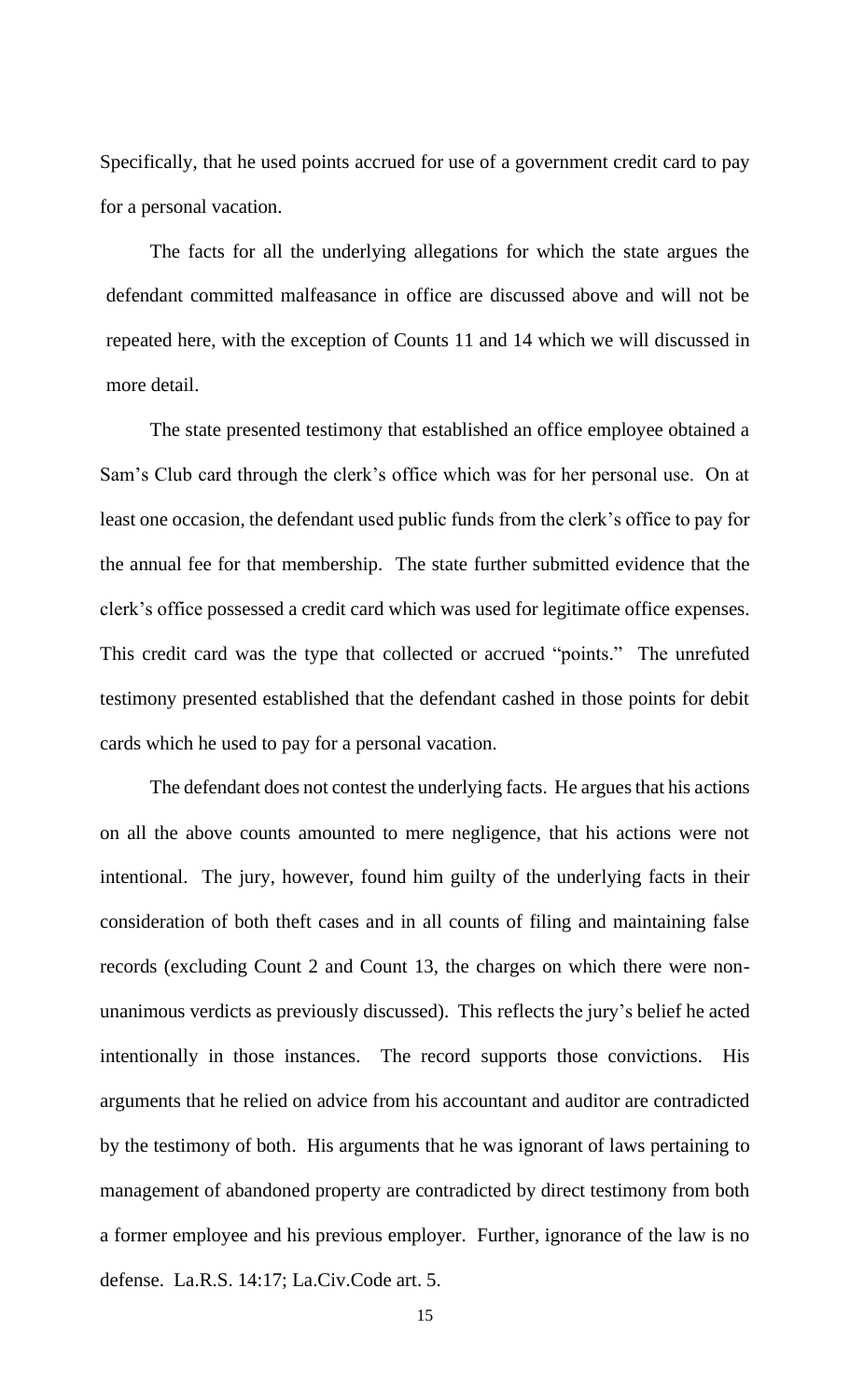Specifically, that he used points accrued for use of a government credit card to pay for a personal vacation.

The facts for all the underlying allegations for which the state argues the defendant committed malfeasance in office are discussed above and will not be repeated here, with the exception of Counts 11 and 14 which we will discussed in more detail.

The state presented testimony that established an office employee obtained a Sam's Club card through the clerk's office which was for her personal use. On at least one occasion, the defendant used public funds from the clerk's office to pay for the annual fee for that membership. The state further submitted evidence that the clerk's office possessed a credit card which was used for legitimate office expenses. This credit card was the type that collected or accrued "points." The unrefuted testimony presented established that the defendant cashed in those points for debit cards which he used to pay for a personal vacation.

The defendant does not contest the underlying facts. He argues that his actions on all the above counts amounted to mere negligence, that his actions were not intentional. The jury, however, found him guilty of the underlying facts in their consideration of both theft cases and in all counts of filing and maintaining false records (excluding Count 2 and Count 13, the charges on which there were non-unanimous verdicts as previously discussed). This reflects the jury's belief he acted intentionally in those instances. The record supports those convictions. His arguments that he relied on advice from his accountant and auditor are contradicted by the testimony of both. His arguments that he was ignorant of laws pertaining to management of abandoned property are contradicted by direct testimony from both a former employee and his previous employer. Further, ignorance of the law is no defense. La.R.S. 14:17; La.Civ.Code art. 5.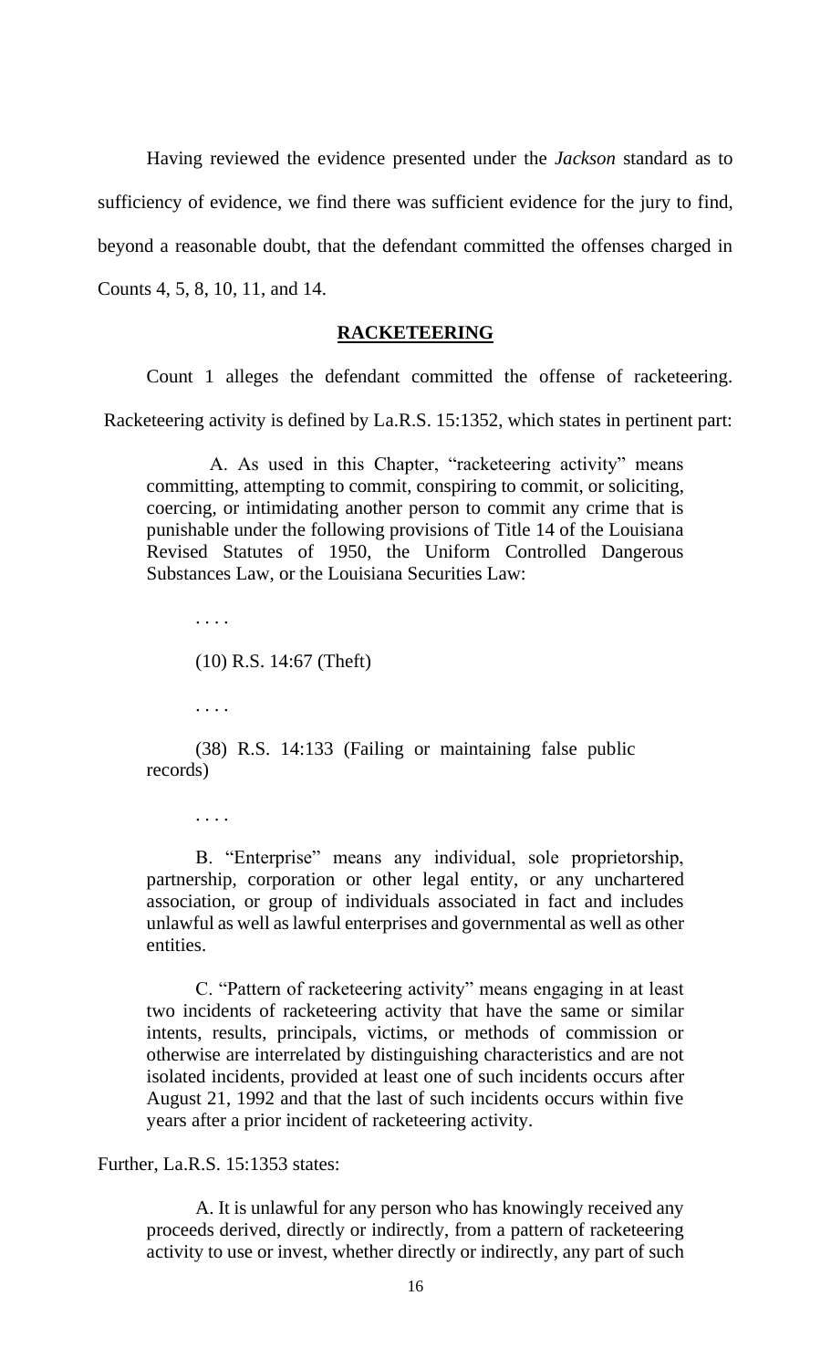Having reviewed the evidence presented under the *Jackson* standard as to sufficiency of evidence, we find there was sufficient evidence for the jury to find, beyond a reasonable doubt, that the defendant committed the offenses charged in Counts 4, 5, 8, 10, 11, and 14.

## RACKETEERING

Count 1 alleges the defendant committed the offense of racketeering. Racketeering activity is defined by La.R.S. 15:1352, which states in pertinent part:

> A. As used in this Chapter, "racketeering activity" means committing, attempting to commit, conspiring to commit, or soliciting, coercing, or intimidating another person to commit any crime that is punishable under the following provisions of Title 14 of the Louisiana Revised Statutes of 1950, the Uniform Controlled Dangerous Substances Law, or the Louisiana Securities Law:
>
> . . . .
>
> (10) R.S. 14:67 (Theft)
>
> . . . .
>
> (38) R.S. 14:133 (Failing or maintaining false public records)
>
> . . . .
>
> B. "Enterprise" means any individual, sole proprietorship, partnership, corporation or other legal entity, or any unchartered association, or group of individuals associated in fact and includes unlawful as well as lawful enterprises and governmental as well as other entities.
>
> C. "Pattern of racketeering activity" means engaging in at least two incidents of racketeering activity that have the same or similar intents, results, principals, victims, or methods of commission or otherwise are interrelated by distinguishing characteristics and are not isolated incidents, provided at least one of such incidents occurs after August 21, 1992 and that the last of such incidents occurs within five years after a prior incident of racketeering activity.

Further, La.R.S. 15:1353 states:

> A. It is unlawful for any person who has knowingly received any proceeds derived, directly or indirectly, from a pattern of racketeering activity to use or invest, whether directly or indirectly, any part of such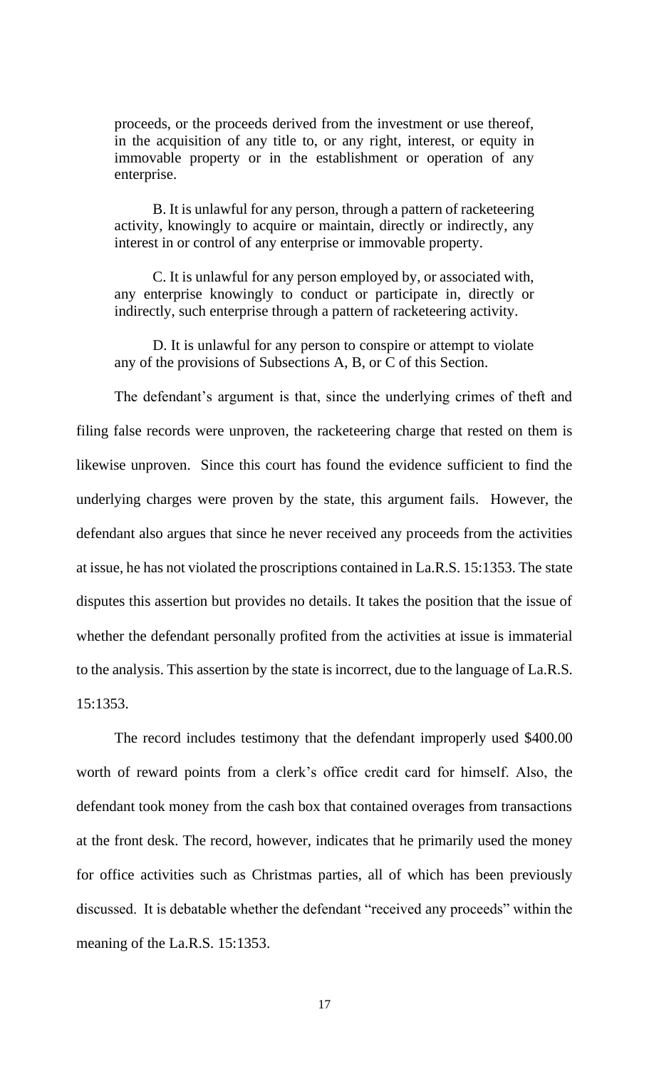proceeds, or the proceeds derived from the investment or use thereof, in the acquisition of any title to, or any right, interest, or equity in immovable property or in the establishment or operation of any enterprise.

B. It is unlawful for any person, through a pattern of racketeering activity, knowingly to acquire or maintain, directly or indirectly, any interest in or control of any enterprise or immovable property.

C. It is unlawful for any person employed by, or associated with, any enterprise knowingly to conduct or participate in, directly or indirectly, such enterprise through a pattern of racketeering activity.

D. It is unlawful for any person to conspire or attempt to violate any of the provisions of Subsections A, B, or C of this Section.

The defendant's argument is that, since the underlying crimes of theft and filing false records were unproven, the racketeering charge that rested on them is likewise unproven. Since this court has found the evidence sufficient to find the underlying charges were proven by the state, this argument fails. However, the defendant also argues that since he never received any proceeds from the activities at issue, he has not violated the proscriptions contained in La.R.S. 15:1353. The state disputes this assertion but provides no details. It takes the position that the issue of whether the defendant personally profited from the activities at issue is immaterial to the analysis. This assertion by the state is incorrect, due to the language of La.R.S. 15:1353.

The record includes testimony that the defendant improperly used $400.00 worth of reward points from a clerk's office credit card for himself. Also, the defendant took money from the cash box that contained overages from transactions at the front desk. The record, however, indicates that he primarily used the money for office activities such as Christmas parties, all of which has been previously discussed. It is debatable whether the defendant "received any proceeds" within the meaning of the La.R.S. 15:1353.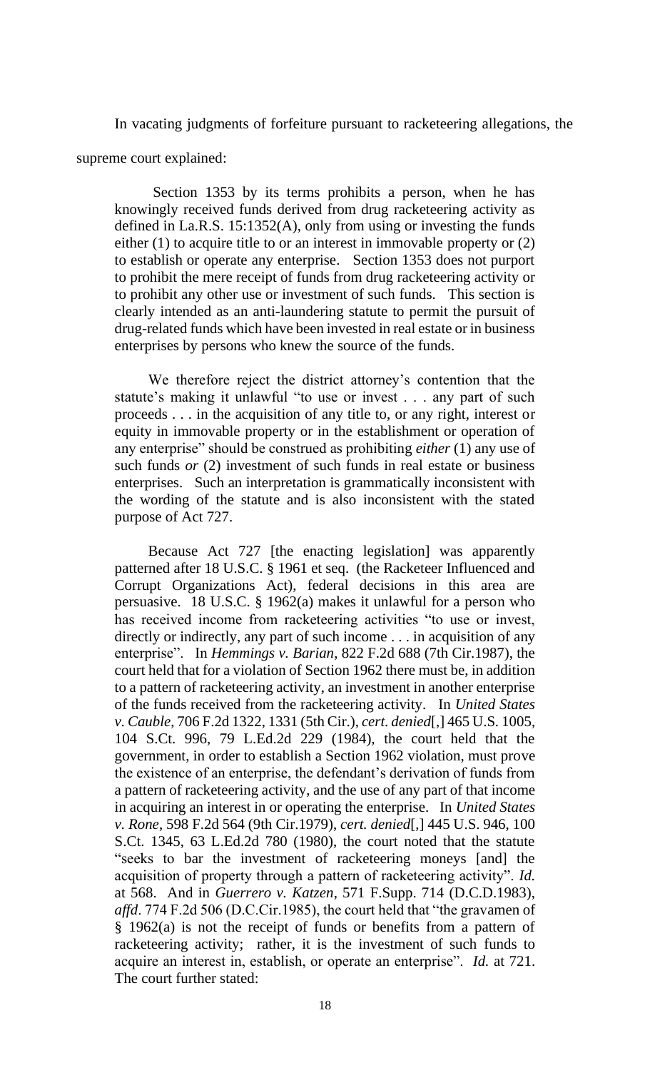In vacating judgments of forfeiture pursuant to racketeering allegations, the supreme court explained:

> Section 1353 by its terms prohibits a person, when he has knowingly received funds derived from drug racketeering activity as defined in La.R.S. 15:1352(A), only from using or investing the funds either (1) to acquire title to or an interest in immovable property or (2) to establish or operate any enterprise. Section 1353 does not purport to prohibit the mere receipt of funds from drug racketeering activity or to prohibit any other use or investment of such funds. This section is clearly intended as an anti-laundering statute to permit the pursuit of drug-related funds which have been invested in real estate or in business enterprises by persons who knew the source of the funds.
>
> We therefore reject the district attorney's contention that the statute's making it unlawful "to use or invest . . . any part of such proceeds . . . in the acquisition of any title to, or any right, interest or equity in immovable property or in the establishment or operation of any enterprise" should be construed as prohibiting *either* (1) any use of such funds *or* (2) investment of such funds in real estate or business enterprises. Such an interpretation is grammatically inconsistent with the wording of the statute and is also inconsistent with the stated purpose of Act 727.
>
> Because Act 727 [the enacting legislation] was apparently patterned after 18 U.S.C. § 1961 et seq. (the Racketeer Influenced and Corrupt Organizations Act), federal decisions in this area are persuasive. 18 U.S.C. § 1962(a) makes it unlawful for a person who has received income from racketeering activities "to use or invest, directly or indirectly, any part of such income . . . in acquisition of any enterprise". In *Hemmings v. Barian*, 822 F.2d 688 (7th Cir.1987), the court held that for a violation of Section 1962 there must be, in addition to a pattern of racketeering activity, an investment in another enterprise of the funds received from the racketeering activity. In *United States v. Cauble*, 706 F.2d 1322, 1331 (5th Cir.), *cert. denied*[,] 465 U.S. 1005, 104 S.Ct. 996, 79 L.Ed.2d 229 (1984), the court held that the government, in order to establish a Section 1962 violation, must prove the existence of an enterprise, the defendant's derivation of funds from a pattern of racketeering activity, and the use of any part of that income in acquiring an interest in or operating the enterprise. In *United States v. Rone*, 598 F.2d 564 (9th Cir.1979), *cert. denied*[,] 445 U.S. 946, 100 S.Ct. 1345, 63 L.Ed.2d 780 (1980), the court noted that the statute "seeks to bar the investment of racketeering moneys [and] the acquisition of property through a pattern of racketeering activity". *Id.* at 568. And in *Guerrero v. Katzen*, 571 F.Supp. 714 (D.C.D.1983), *affd*. 774 F.2d 506 (D.C.Cir.1985), the court held that "the gravamen of § 1962(a) is not the receipt of funds or benefits from a pattern of racketeering activity; rather, it is the investment of such funds to acquire an interest in, establish, or operate an enterprise". *Id.* at 721. The court further stated: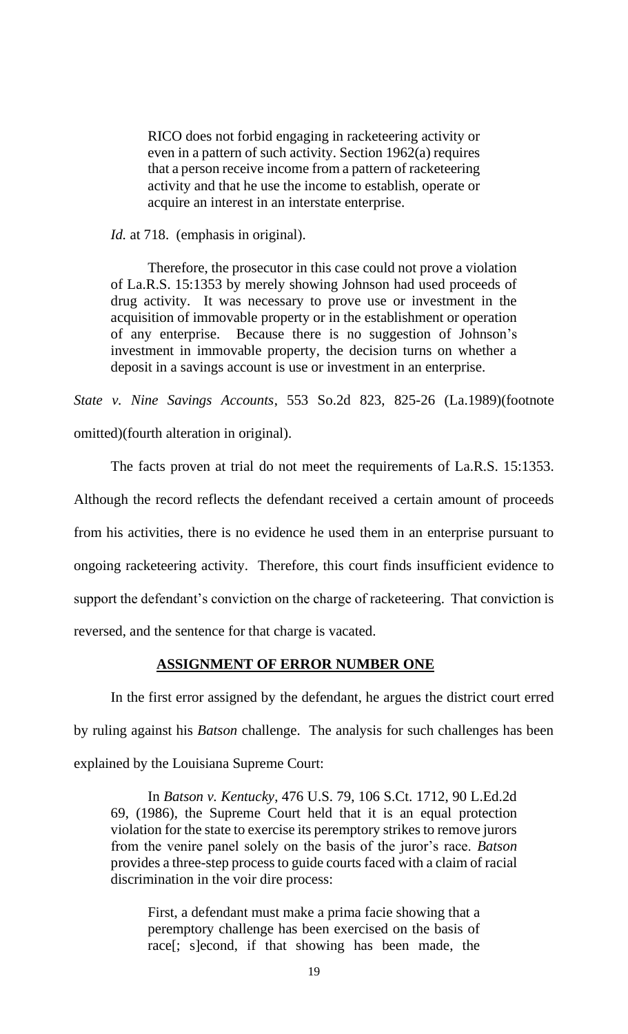> RICO does not forbid engaging in racketeering activity or even in a pattern of such activity. Section 1962(a) requires that a person receive income from a pattern of racketeering activity and that he use the income to establish, operate or acquire an interest in an interstate enterprise.

*Id.* at 718. (emphasis in original).

> Therefore, the prosecutor in this case could not prove a violation of La.R.S. 15:1353 by merely showing Johnson had used proceeds of drug activity. It was necessary to prove use or investment in the acquisition of immovable property or in the establishment or operation of any enterprise. Because there is no suggestion of Johnson's investment in immovable property, the decision turns on whether a deposit in a savings account is use or investment in an enterprise.

*State v. Nine Savings Accounts*, 553 So.2d 823, 825-26 (La.1989)(footnote omitted)(fourth alteration in original).

The facts proven at trial do not meet the requirements of La.R.S. 15:1353. Although the record reflects the defendant received a certain amount of proceeds from his activities, there is no evidence he used them in an enterprise pursuant to ongoing racketeering activity. Therefore, this court finds insufficient evidence to support the defendant's conviction on the charge of racketeering. That conviction is reversed, and the sentence for that charge is vacated.

## ASSIGNMENT OF ERROR NUMBER ONE

In the first error assigned by the defendant, he argues the district court erred by ruling against his *Batson* challenge. The analysis for such challenges has been explained by the Louisiana Supreme Court:

> In *Batson v. Kentucky*, 476 U.S. 79, 106 S.Ct. 1712, 90 L.Ed.2d 69, (1986), the Supreme Court held that it is an equal protection violation for the state to exercise its peremptory strikes to remove jurors from the venire panel solely on the basis of the juror's race. *Batson* provides a three-step process to guide courts faced with a claim of racial discrimination in the voir dire process:
>
> > First, a defendant must make a prima facie showing that a peremptory challenge has been exercised on the basis of race[; s]econd, if that showing has been made, the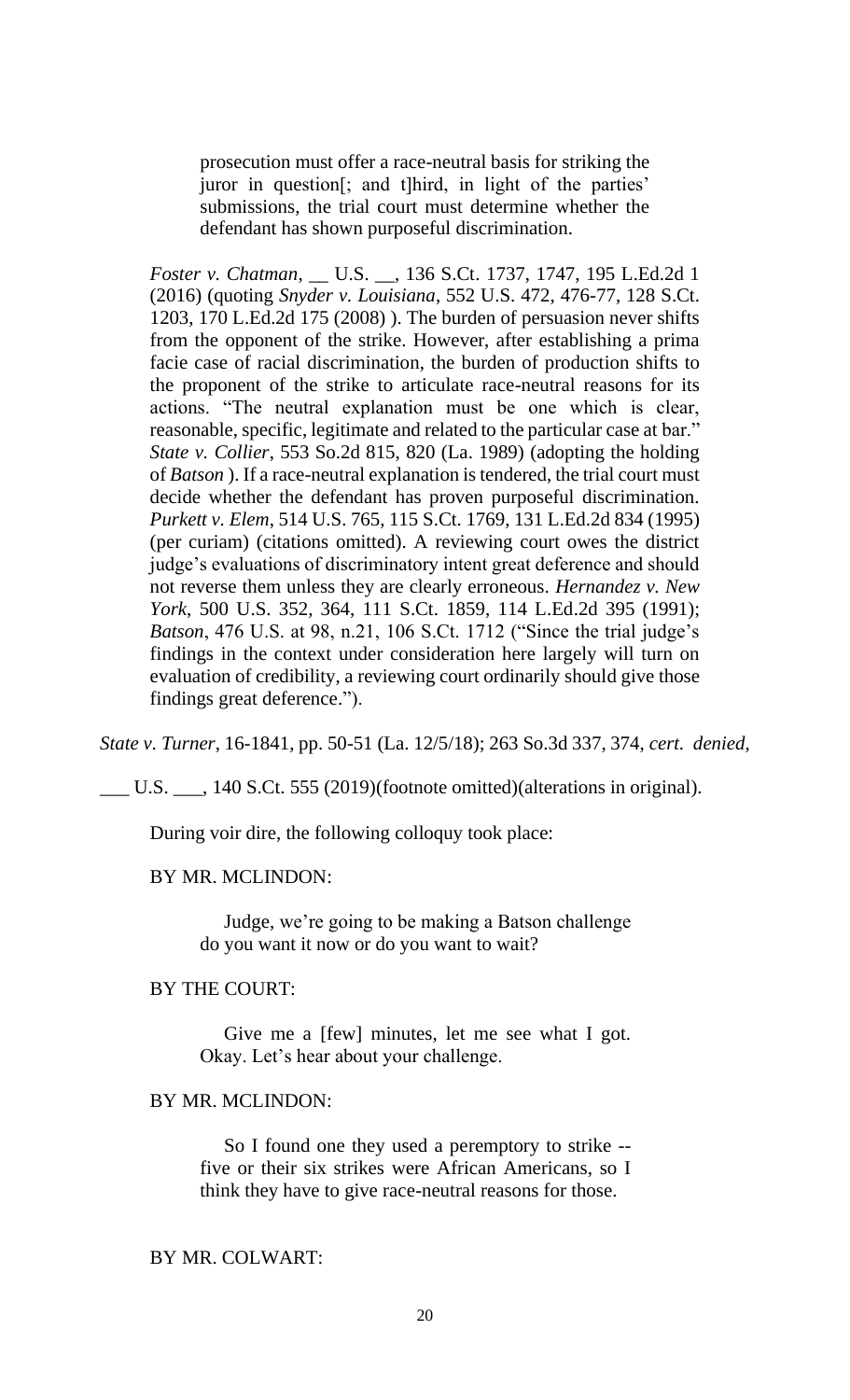> prosecution must offer a race-neutral basis for striking the juror in question[; and t]hird, in light of the parties' submissions, the trial court must determine whether the defendant has shown purposeful discrimination.
>
> *Foster v. Chatman*, __ U.S. __, 136 S.Ct. 1737, 1747, 195 L.Ed.2d 1 (2016) (quoting *Snyder v. Louisiana*, 552 U.S. 472, 476-77, 128 S.Ct. 1203, 170 L.Ed.2d 175 (2008) ). The burden of persuasion never shifts from the opponent of the strike. However, after establishing a prima facie case of racial discrimination, the burden of production shifts to the proponent of the strike to articulate race-neutral reasons for its actions. "The neutral explanation must be one which is clear, reasonable, specific, legitimate and related to the particular case at bar." *State v. Collier*, 553 So.2d 815, 820 (La. 1989) (adopting the holding of *Batson* ). If a race-neutral explanation is tendered, the trial court must decide whether the defendant has proven purposeful discrimination. *Purkett v. Elem*, 514 U.S. 765, 115 S.Ct. 1769, 131 L.Ed.2d 834 (1995) (per curiam) (citations omitted). A reviewing court owes the district judge's evaluations of discriminatory intent great deference and should not reverse them unless they are clearly erroneous. *Hernandez v. New York*, 500 U.S. 352, 364, 111 S.Ct. 1859, 114 L.Ed.2d 395 (1991); *Batson*, 476 U.S. at 98, n.21, 106 S.Ct. 1712 ("Since the trial judge's findings in the context under consideration here largely will turn on evaluation of credibility, a reviewing court ordinarily should give those findings great deference.").

*State v. Turner*, 16-1841, pp. 50-51 (La. 12/5/18); 263 So.3d 337, 374, *cert. denied*, ___ U.S. ___, 140 S.Ct. 555 (2019)(footnote omitted)(alterations in original).

During voir dire, the following colloquy took place:

BY MR. MCLINDON:

> Judge, we're going to be making a Batson challenge do you want it now or do you want to wait?

BY THE COURT:

> Give me a [few] minutes, let me see what I got. Okay. Let's hear about your challenge.

BY MR. MCLINDON:

> So I found one they used a peremptory to strike -- five or their six strikes were African Americans, so I think they have to give race-neutral reasons for those.

BY MR. COLWART: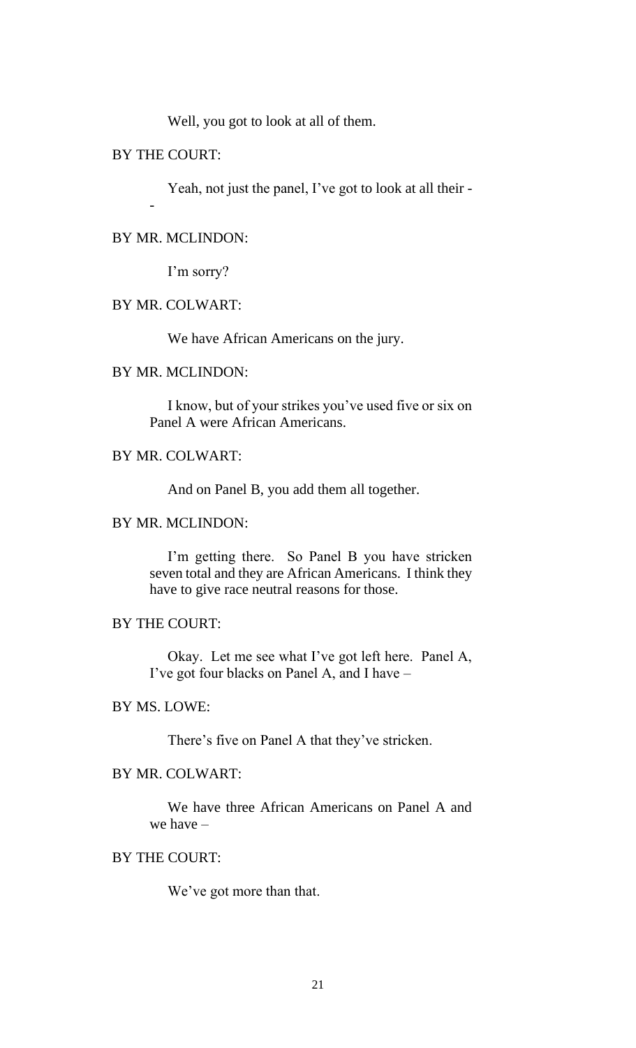Well, you got to look at all of them.

BY THE COURT:

Yeah, not just the panel, I've got to look at all their --

BY MR. MCLINDON:

I'm sorry?

BY MR. COLWART:

We have African Americans on the jury.

BY MR. MCLINDON:

I know, but of your strikes you've used five or six on Panel A were African Americans.

BY MR. COLWART:

And on Panel B, you add them all together.

BY MR. MCLINDON:

I'm getting there. So Panel B you have stricken seven total and they are African Americans. I think they have to give race neutral reasons for those.

BY THE COURT:

Okay. Let me see what I've got left here. Panel A, I've got four blacks on Panel A, and I have –

BY MS. LOWE:

There's five on Panel A that they've stricken.

BY MR. COLWART:

We have three African Americans on Panel A and we have –

BY THE COURT:

We've got more than that.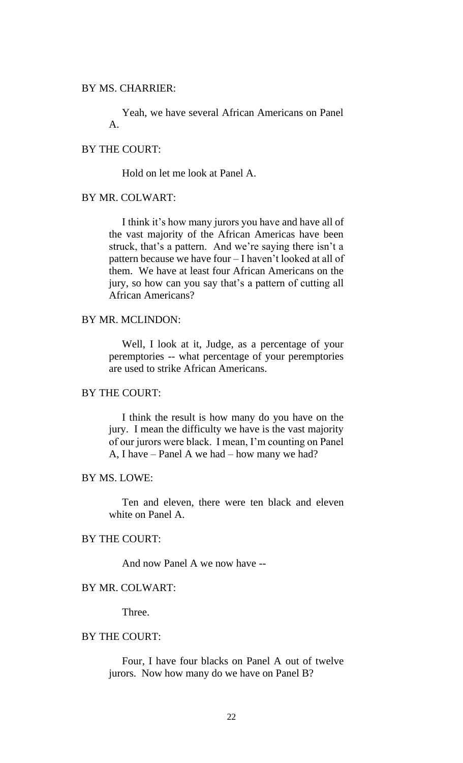BY MS. CHARRIER:

Yeah, we have several African Americans on Panel A.

BY THE COURT:

Hold on let me look at Panel A.

BY MR. COLWART:

I think it's how many jurors you have and have all of the vast majority of the African Americas have been struck, that's a pattern. And we're saying there isn't a pattern because we have four – I haven't looked at all of them. We have at least four African Americans on the jury, so how can you say that's a pattern of cutting all African Americans?

BY MR. MCLINDON:

Well, I look at it, Judge, as a percentage of your peremptories -- what percentage of your peremptories are used to strike African Americans.

BY THE COURT:

I think the result is how many do you have on the jury. I mean the difficulty we have is the vast majority of our jurors were black. I mean, I'm counting on Panel A, I have – Panel A we had – how many we had?

BY MS. LOWE:

Ten and eleven, there were ten black and eleven white on Panel A.

BY THE COURT:

And now Panel A we now have --

BY MR. COLWART:

Three.

BY THE COURT:

Four, I have four blacks on Panel A out of twelve jurors. Now how many do we have on Panel B?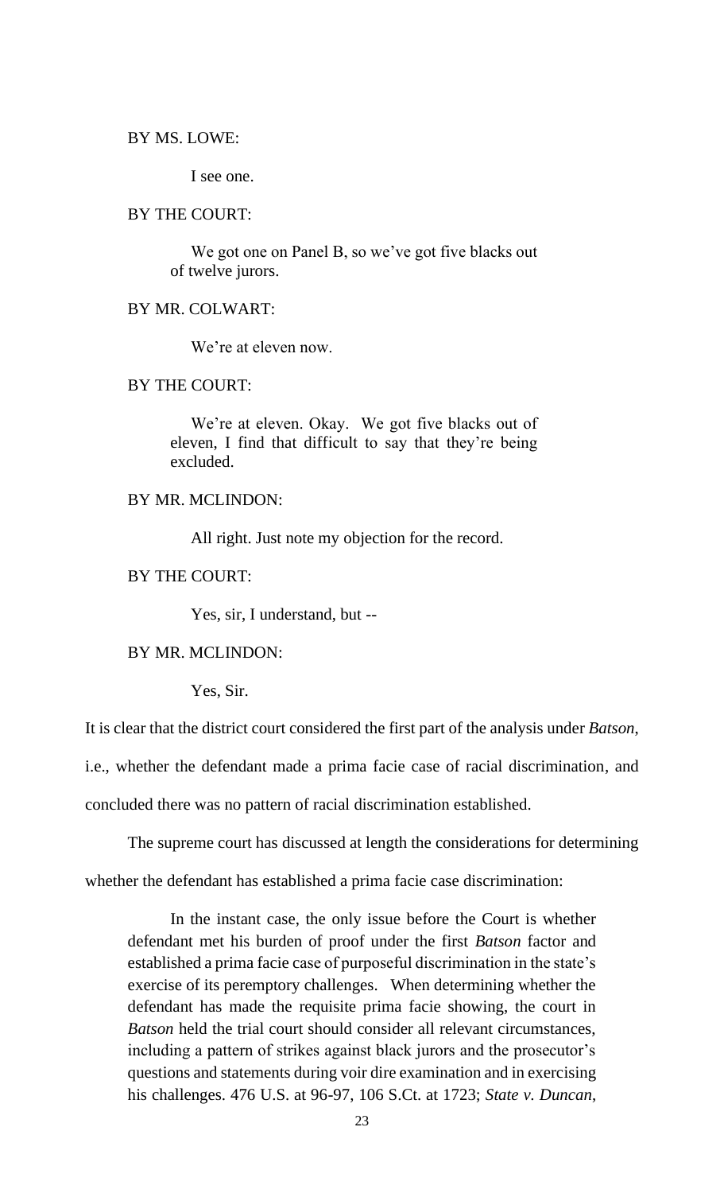BY MS. LOWE:

I see one.

BY THE COURT:

We got one on Panel B, so we've got five blacks out of twelve jurors.

BY MR. COLWART:

We're at eleven now.

BY THE COURT:

We're at eleven. Okay. We got five blacks out of eleven, I find that difficult to say that they're being excluded.

BY MR. MCLINDON:

All right. Just note my objection for the record.

BY THE COURT:

Yes, sir, I understand, but --

BY MR. MCLINDON:

Yes, Sir.

It is clear that the district court considered the first part of the analysis under *Batson*, i.e., whether the defendant made a prima facie case of racial discrimination, and concluded there was no pattern of racial discrimination established.

The supreme court has discussed at length the considerations for determining whether the defendant has established a prima facie case discrimination:

> In the instant case, the only issue before the Court is whether defendant met his burden of proof under the first *Batson* factor and established a prima facie case of purposeful discrimination in the state's exercise of its peremptory challenges. When determining whether the defendant has made the requisite prima facie showing, the court in *Batson* held the trial court should consider all relevant circumstances, including a pattern of strikes against black jurors and the prosecutor's questions and statements during voir dire examination and in exercising his challenges. 476 U.S. at 96-97, 106 S.Ct. at 1723; *State v. Duncan*,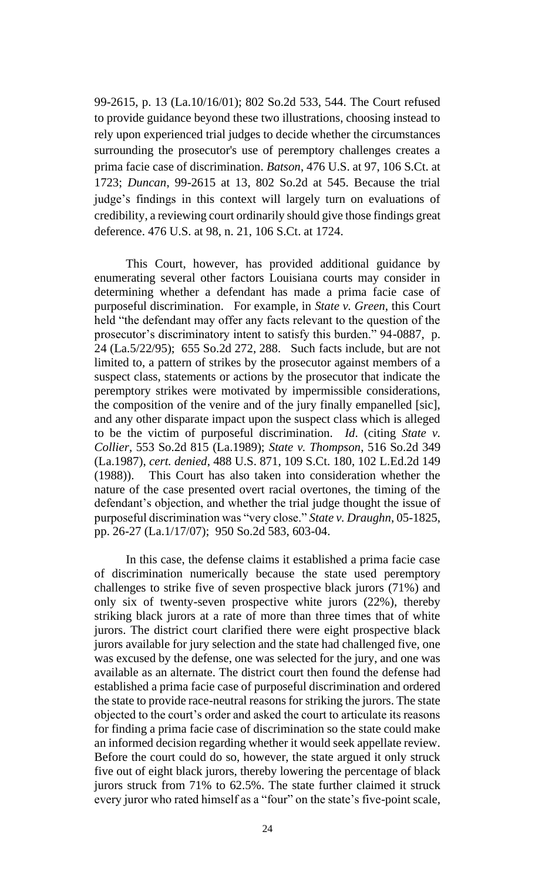99-2615, p. 13 (La.10/16/01); 802 So.2d 533, 544. The Court refused to provide guidance beyond these two illustrations, choosing instead to rely upon experienced trial judges to decide whether the circumstances surrounding the prosecutor's use of peremptory challenges creates a prima facie case of discrimination. *Batson*, 476 U.S. at 97, 106 S.Ct. at 1723; *Duncan*, 99-2615 at 13, 802 So.2d at 545. Because the trial judge's findings in this context will largely turn on evaluations of credibility, a reviewing court ordinarily should give those findings great deference. 476 U.S. at 98, n. 21, 106 S.Ct. at 1724.

This Court, however, has provided additional guidance by enumerating several other factors Louisiana courts may consider in determining whether a defendant has made a prima facie case of purposeful discrimination. For example, in *State v. Green*, this Court held "the defendant may offer any facts relevant to the question of the prosecutor's discriminatory intent to satisfy this burden." 94-0887, p. 24 (La.5/22/95); 655 So.2d 272, 288. Such facts include, but are not limited to, a pattern of strikes by the prosecutor against members of a suspect class, statements or actions by the prosecutor that indicate the peremptory strikes were motivated by impermissible considerations, the composition of the venire and of the jury finally empanelled [sic], and any other disparate impact upon the suspect class which is alleged to be the victim of purposeful discrimination. *Id*. (citing *State v. Collier*, 553 So.2d 815 (La.1989); *State v. Thompson*, 516 So.2d 349 (La.1987), *cert. denied*, 488 U.S. 871, 109 S.Ct. 180, 102 L.Ed.2d 149 (1988)). This Court has also taken into consideration whether the nature of the case presented overt racial overtones, the timing of the defendant's objection, and whether the trial judge thought the issue of purposeful discrimination was "very close." *State v. Draughn*, 05-1825, pp. 26-27 (La.1/17/07); 950 So.2d 583, 603-04.

In this case, the defense claims it established a prima facie case of discrimination numerically because the state used peremptory challenges to strike five of seven prospective black jurors (71%) and only six of twenty-seven prospective white jurors (22%), thereby striking black jurors at a rate of more than three times that of white jurors. The district court clarified there were eight prospective black jurors available for jury selection and the state had challenged five, one was excused by the defense, one was selected for the jury, and one was available as an alternate. The district court then found the defense had established a prima facie case of purposeful discrimination and ordered the state to provide race-neutral reasons for striking the jurors. The state objected to the court's order and asked the court to articulate its reasons for finding a prima facie case of discrimination so the state could make an informed decision regarding whether it would seek appellate review. Before the court could do so, however, the state argued it only struck five out of eight black jurors, thereby lowering the percentage of black jurors struck from 71% to 62.5%. The state further claimed it struck every juror who rated himself as a "four" on the state's five-point scale,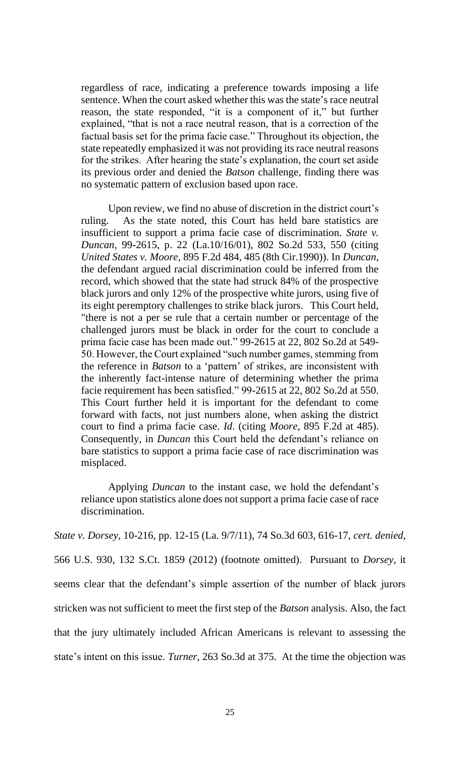regardless of race, indicating a preference towards imposing a life sentence. When the court asked whether this was the state's race neutral reason, the state responded, "it is a component of it," but further explained, "that is not a race neutral reason, that is a correction of the factual basis set for the prima facie case." Throughout its objection, the state repeatedly emphasized it was not providing its race neutral reasons for the strikes. After hearing the state's explanation, the court set aside its previous order and denied the *Batson* challenge, finding there was no systematic pattern of exclusion based upon race.

Upon review, we find no abuse of discretion in the district court's ruling. As the state noted, this Court has held bare statistics are insufficient to support a prima facie case of discrimination. *State v. Duncan*, 99-2615, p. 22 (La.10/16/01), 802 So.2d 533, 550 (citing *United States v. Moore*, 895 F.2d 484, 485 (8th Cir.1990)). In *Duncan*, the defendant argued racial discrimination could be inferred from the record, which showed that the state had struck 84% of the prospective black jurors and only 12% of the prospective white jurors, using five of its eight peremptory challenges to strike black jurors. This Court held, "there is not a per se rule that a certain number or percentage of the challenged jurors must be black in order for the court to conclude a prima facie case has been made out." 99-2615 at 22, 802 So.2d at 549-50. However, the Court explained "such number games, stemming from the reference in *Batson* to a 'pattern' of strikes, are inconsistent with the inherently fact-intense nature of determining whether the prima facie requirement has been satisfied." 99-2615 at 22, 802 So.2d at 550. This Court further held it is important for the defendant to come forward with facts, not just numbers alone, when asking the district court to find a prima facie case. *Id*. (citing *Moore*, 895 F.2d at 485). Consequently, in *Duncan* this Court held the defendant's reliance on bare statistics to support a prima facie case of race discrimination was misplaced.

Applying *Duncan* to the instant case, we hold the defendant's reliance upon statistics alone does not support a prima facie case of race discrimination.

*State v. Dorsey*, 10-216, pp. 12-15 (La. 9/7/11), 74 So.3d 603, 616-17, *cert. denied*, 566 U.S. 930, 132 S.Ct. 1859 (2012) (footnote omitted). Pursuant to *Dorsey*, it seems clear that the defendant's simple assertion of the number of black jurors stricken was not sufficient to meet the first step of the *Batson* analysis. Also, the fact that the jury ultimately included African Americans is relevant to assessing the state's intent on this issue. *Turner*, 263 So.3d at 375. At the time the objection was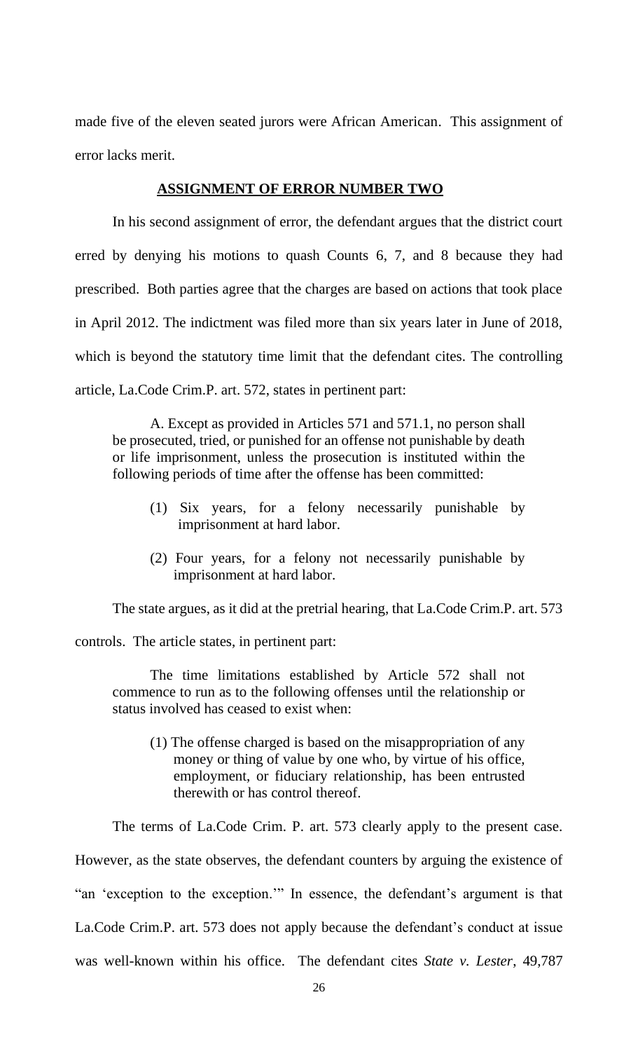made five of the eleven seated jurors were African American. This assignment of error lacks merit.

## ASSIGNMENT OF ERROR NUMBER TWO

In his second assignment of error, the defendant argues that the district court erred by denying his motions to quash Counts 6, 7, and 8 because they had prescribed. Both parties agree that the charges are based on actions that took place in April 2012. The indictment was filed more than six years later in June of 2018, which is beyond the statutory time limit that the defendant cites. The controlling article, La.Code Crim.P. art. 572, states in pertinent part:

> A. Except as provided in Articles 571 and 571.1, no person shall be prosecuted, tried, or punished for an offense not punishable by death or life imprisonment, unless the prosecution is instituted within the following periods of time after the offense has been committed:
>
> (1) Six years, for a felony necessarily punishable by imprisonment at hard labor.
>
> (2) Four years, for a felony not necessarily punishable by imprisonment at hard labor.

The state argues, as it did at the pretrial hearing, that La.Code Crim.P. art. 573 controls. The article states, in pertinent part:

> The time limitations established by Article 572 shall not commence to run as to the following offenses until the relationship or status involved has ceased to exist when:
>
> (1) The offense charged is based on the misappropriation of any money or thing of value by one who, by virtue of his office, employment, or fiduciary relationship, has been entrusted therewith or has control thereof.

The terms of La.Code Crim. P. art. 573 clearly apply to the present case. However, as the state observes, the defendant counters by arguing the existence of "an 'exception to the exception.'" In essence, the defendant's argument is that La.Code Crim.P. art. 573 does not apply because the defendant's conduct at issue was well-known within his office. The defendant cites *State v. Lester*, 49,787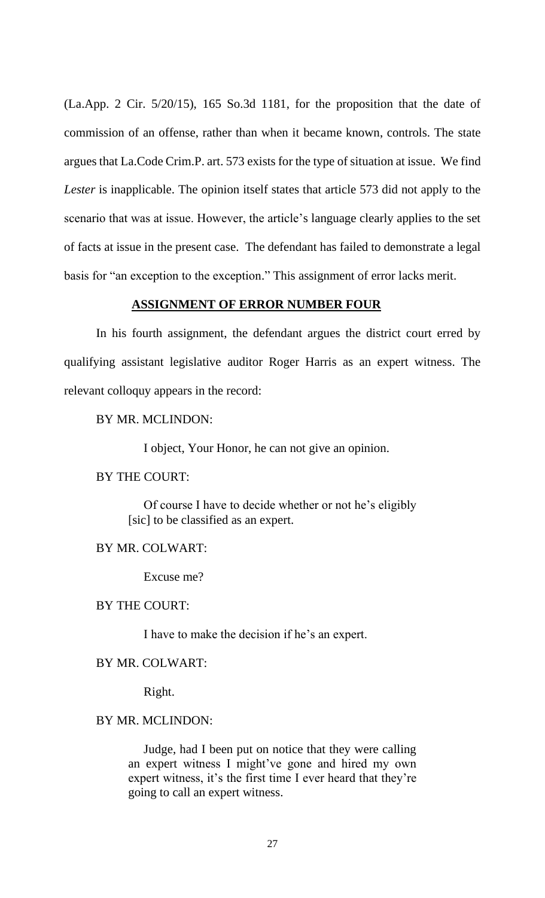(La.App. 2 Cir. 5/20/15), 165 So.3d 1181, for the proposition that the date of commission of an offense, rather than when it became known, controls. The state argues that La.Code Crim.P. art. 573 exists for the type of situation at issue. We find *Lester* is inapplicable. The opinion itself states that article 573 did not apply to the scenario that was at issue. However, the article's language clearly applies to the set of facts at issue in the present case. The defendant has failed to demonstrate a legal basis for "an exception to the exception." This assignment of error lacks merit.

## ASSIGNMENT OF ERROR NUMBER FOUR

In his fourth assignment, the defendant argues the district court erred by qualifying assistant legislative auditor Roger Harris as an expert witness. The relevant colloquy appears in the record:

BY MR. MCLINDON:

> I object, Your Honor, he can not give an opinion.

BY THE COURT:

> Of course I have to decide whether or not he's eligibly [sic] to be classified as an expert.

BY MR. COLWART:

> Excuse me?

BY THE COURT:

> I have to make the decision if he's an expert.

BY MR. COLWART:

> Right.

BY MR. MCLINDON:

> Judge, had I been put on notice that they were calling an expert witness I might've gone and hired my own expert witness, it's the first time I ever heard that they're going to call an expert witness.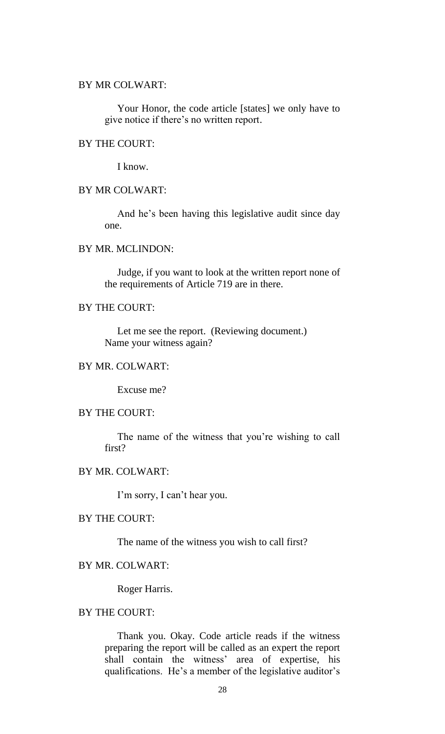BY MR COLWART:

Your Honor, the code article [states] we only have to give notice if there's no written report.

BY THE COURT:

I know.

BY MR COLWART:

And he's been having this legislative audit since day one.

BY MR. MCLINDON:

Judge, if you want to look at the written report none of the requirements of Article 719 are in there.

BY THE COURT:

Let me see the report. (Reviewing document.) Name your witness again?

BY MR. COLWART:

Excuse me?

BY THE COURT:

The name of the witness that you're wishing to call first?

BY MR. COLWART:

I'm sorry, I can't hear you.

BY THE COURT:

The name of the witness you wish to call first?

BY MR. COLWART:

Roger Harris.

BY THE COURT:

Thank you. Okay. Code article reads if the witness preparing the report will be called as an expert the report shall contain the witness' area of expertise, his qualifications. He's a member of the legislative auditor's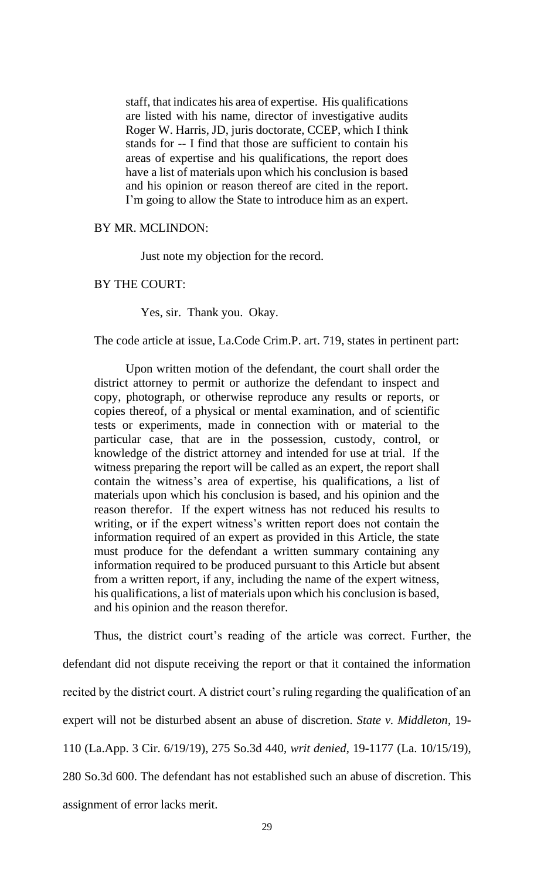> staff, that indicates his area of expertise. His qualifications are listed with his name, director of investigative audits Roger W. Harris, JD, juris doctorate, CCEP, which I think stands for -- I find that those are sufficient to contain his areas of expertise and his qualifications, the report does have a list of materials upon which his conclusion is based and his opinion or reason thereof are cited in the report. I'm going to allow the State to introduce him as an expert.

BY MR. MCLINDON:

> Just note my objection for the record.

BY THE COURT:

> Yes, sir. Thank you. Okay.

The code article at issue, La.Code Crim.P. art. 719, states in pertinent part:

> Upon written motion of the defendant, the court shall order the district attorney to permit or authorize the defendant to inspect and copy, photograph, or otherwise reproduce any results or reports, or copies thereof, of a physical or mental examination, and of scientific tests or experiments, made in connection with or material to the particular case, that are in the possession, custody, control, or knowledge of the district attorney and intended for use at trial. If the witness preparing the report will be called as an expert, the report shall contain the witness's area of expertise, his qualifications, a list of materials upon which his conclusion is based, and his opinion and the reason therefor. If the expert witness has not reduced his results to writing, or if the expert witness's written report does not contain the information required of an expert as provided in this Article, the state must produce for the defendant a written summary containing any information required to be produced pursuant to this Article but absent from a written report, if any, including the name of the expert witness, his qualifications, a list of materials upon which his conclusion is based, and his opinion and the reason therefor.

Thus, the district court's reading of the article was correct. Further, the defendant did not dispute receiving the report or that it contained the information recited by the district court. A district court's ruling regarding the qualification of an expert will not be disturbed absent an abuse of discretion. *State v. Middleton*, 19-110 (La.App. 3 Cir. 6/19/19), 275 So.3d 440, *writ denied*, 19-1177 (La. 10/15/19), 280 So.3d 600. The defendant has not established such an abuse of discretion. This assignment of error lacks merit.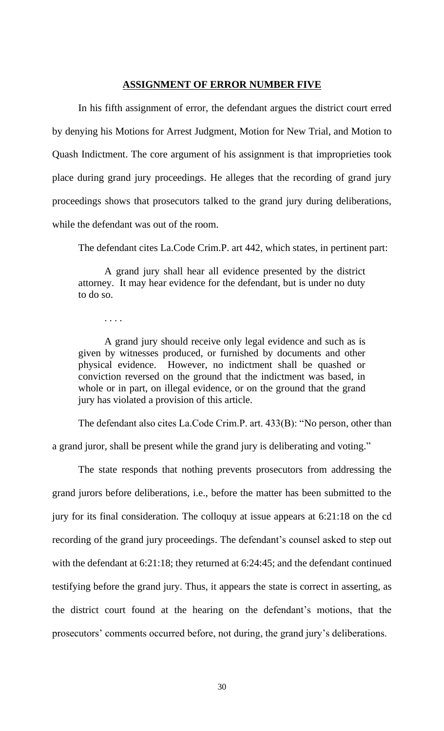## ASSIGNMENT OF ERROR NUMBER FIVE

In his fifth assignment of error, the defendant argues the district court erred by denying his Motions for Arrest Judgment, Motion for New Trial, and Motion to Quash Indictment. The core argument of his assignment is that improprieties took place during grand jury proceedings. He alleges that the recording of grand jury proceedings shows that prosecutors talked to the grand jury during deliberations, while the defendant was out of the room.

The defendant cites La.Code Crim.P. art 442, which states, in pertinent part:

> A grand jury shall hear all evidence presented by the district attorney. It may hear evidence for the defendant, but is under no duty to do so.
>
> . . . .
>
> A grand jury should receive only legal evidence and such as is given by witnesses produced, or furnished by documents and other physical evidence. However, no indictment shall be quashed or conviction reversed on the ground that the indictment was based, in whole or in part, on illegal evidence, or on the ground that the grand jury has violated a provision of this article.

The defendant also cites La.Code Crim.P. art. 433(B): "No person, other than a grand juror, shall be present while the grand jury is deliberating and voting."

The state responds that nothing prevents prosecutors from addressing the grand jurors before deliberations, i.e., before the matter has been submitted to the jury for its final consideration. The colloquy at issue appears at 6:21:18 on the cd recording of the grand jury proceedings. The defendant's counsel asked to step out with the defendant at 6:21:18; they returned at 6:24:45; and the defendant continued testifying before the grand jury. Thus, it appears the state is correct in asserting, as the district court found at the hearing on the defendant's motions, that the prosecutors' comments occurred before, not during, the grand jury's deliberations.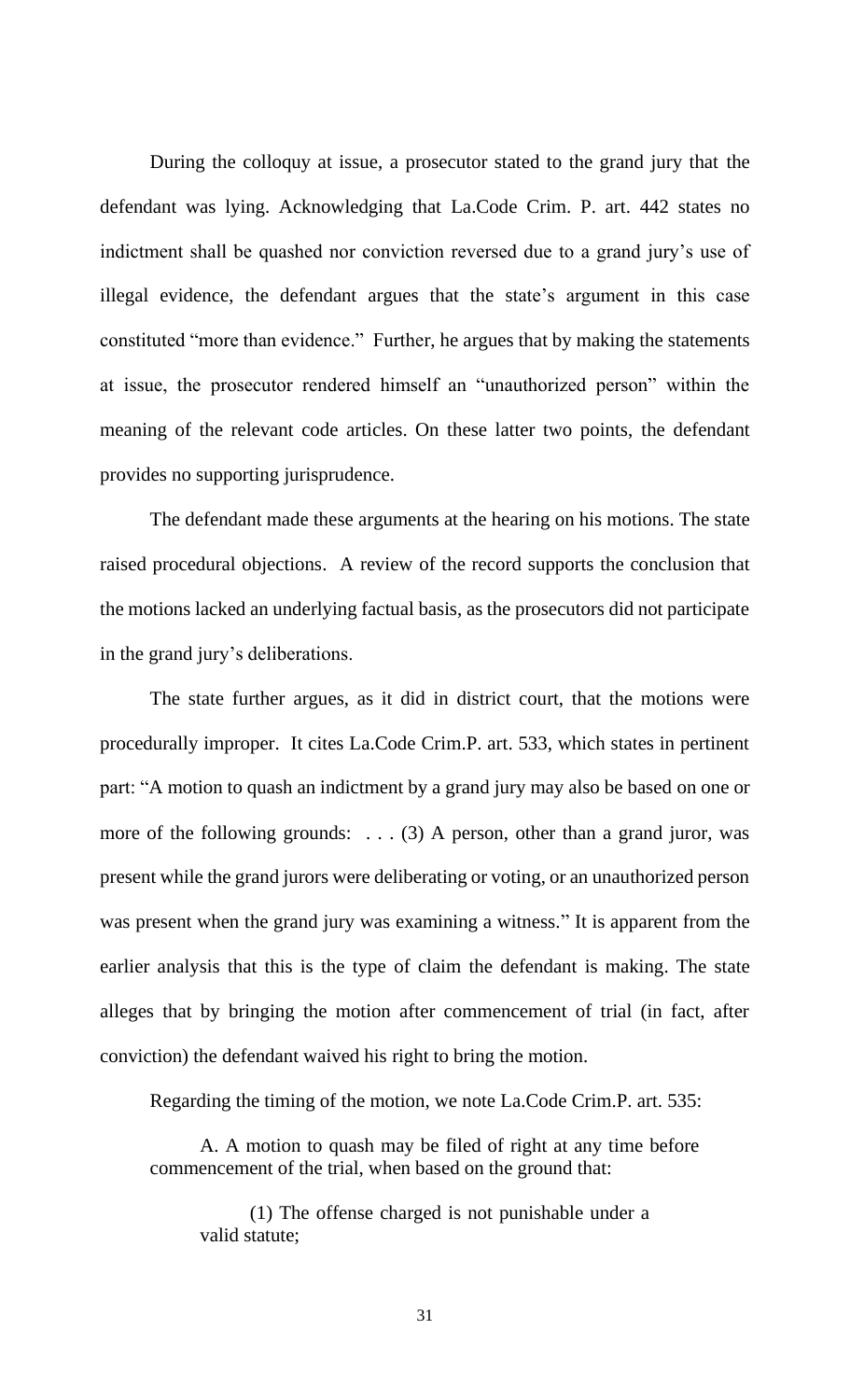During the colloquy at issue, a prosecutor stated to the grand jury that the defendant was lying. Acknowledging that La.Code Crim. P. art. 442 states no indictment shall be quashed nor conviction reversed due to a grand jury's use of illegal evidence, the defendant argues that the state's argument in this case constituted "more than evidence." Further, he argues that by making the statements at issue, the prosecutor rendered himself an "unauthorized person" within the meaning of the relevant code articles. On these latter two points, the defendant provides no supporting jurisprudence.

The defendant made these arguments at the hearing on his motions. The state raised procedural objections. A review of the record supports the conclusion that the motions lacked an underlying factual basis, as the prosecutors did not participate in the grand jury's deliberations.

The state further argues, as it did in district court, that the motions were procedurally improper. It cites La.Code Crim.P. art. 533, which states in pertinent part: "A motion to quash an indictment by a grand jury may also be based on one or more of the following grounds: . . . (3) A person, other than a grand juror, was present while the grand jurors were deliberating or voting, or an unauthorized person was present when the grand jury was examining a witness." It is apparent from the earlier analysis that this is the type of claim the defendant is making. The state alleges that by bringing the motion after commencement of trial (in fact, after conviction) the defendant waived his right to bring the motion.

Regarding the timing of the motion, we note La.Code Crim.P. art. 535:

> A. A motion to quash may be filed of right at any time before commencement of the trial, when based on the ground that:
>
> > (1) The offense charged is not punishable under a valid statute;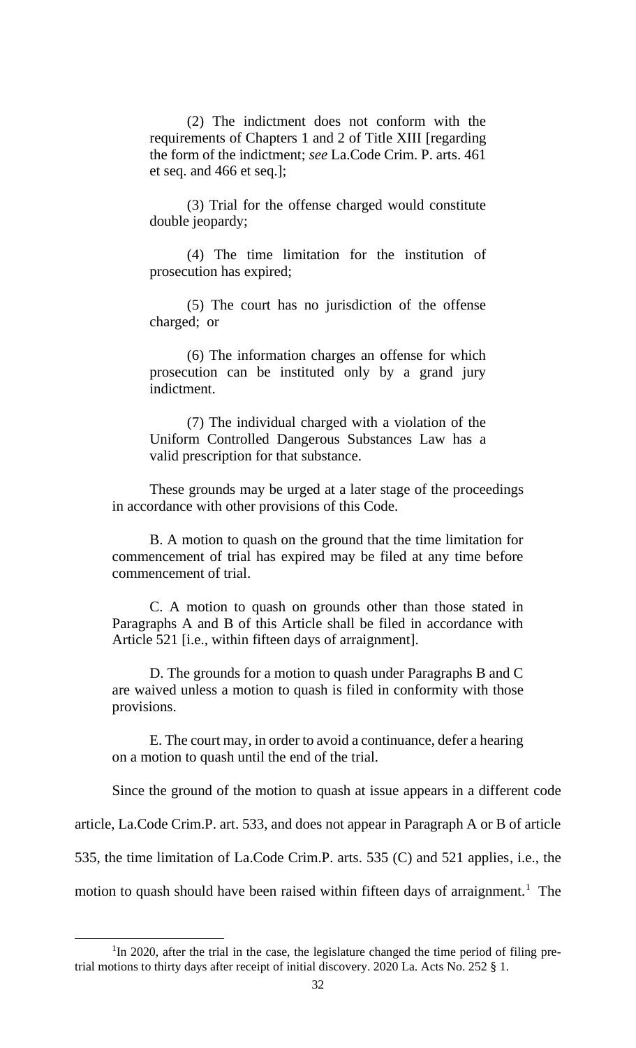(2) The indictment does not conform with the requirements of Chapters 1 and 2 of Title XIII [regarding the form of the indictment; *see* La.Code Crim. P. arts. 461 et seq. and 466 et seq.];

(3) Trial for the offense charged would constitute double jeopardy;

(4) The time limitation for the institution of prosecution has expired;

(5) The court has no jurisdiction of the offense charged; or

(6) The information charges an offense for which prosecution can be instituted only by a grand jury indictment.

(7) The individual charged with a violation of the Uniform Controlled Dangerous Substances Law has a valid prescription for that substance.

These grounds may be urged at a later stage of the proceedings in accordance with other provisions of this Code.

B. A motion to quash on the ground that the time limitation for commencement of trial has expired may be filed at any time before commencement of trial.

C. A motion to quash on grounds other than those stated in Paragraphs A and B of this Article shall be filed in accordance with Article 521 [i.e., within fifteen days of arraignment].

D. The grounds for a motion to quash under Paragraphs B and C are waived unless a motion to quash is filed in conformity with those provisions.

E. The court may, in order to avoid a continuance, defer a hearing on a motion to quash until the end of the trial.

Since the ground of the motion to quash at issue appears in a different code article, La.Code Crim.P. art. 533, and does not appear in Paragraph A or B of article 535, the time limitation of La.Code Crim.P. arts. 535 (C) and 521 applies, i.e., the motion to quash should have been raised within fifteen days of arraignment.[1] The

[1] In 2020, after the trial in the case, the legislature changed the time period of filing pre-trial motions to thirty days after receipt of initial discovery. 2020 La. Acts No. 252 § 1.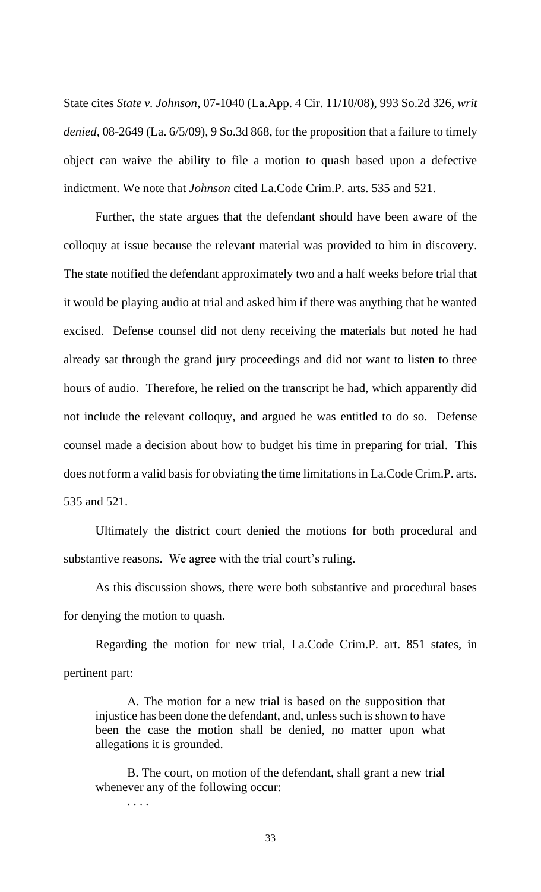State cites *State v. Johnson*, 07-1040 (La.App. 4 Cir. 11/10/08), 993 So.2d 326, *writ denied*, 08-2649 (La. 6/5/09), 9 So.3d 868, for the proposition that a failure to timely object can waive the ability to file a motion to quash based upon a defective indictment. We note that *Johnson* cited La.Code Crim.P. arts. 535 and 521.

Further, the state argues that the defendant should have been aware of the colloquy at issue because the relevant material was provided to him in discovery. The state notified the defendant approximately two and a half weeks before trial that it would be playing audio at trial and asked him if there was anything that he wanted excised. Defense counsel did not deny receiving the materials but noted he had already sat through the grand jury proceedings and did not want to listen to three hours of audio. Therefore, he relied on the transcript he had, which apparently did not include the relevant colloquy, and argued he was entitled to do so. Defense counsel made a decision about how to budget his time in preparing for trial. This does not form a valid basis for obviating the time limitations in La.Code Crim.P. arts. 535 and 521.

Ultimately the district court denied the motions for both procedural and substantive reasons. We agree with the trial court's ruling.

As this discussion shows, there were both substantive and procedural bases for denying the motion to quash.

Regarding the motion for new trial, La.Code Crim.P. art. 851 states, in pertinent part:

> A. The motion for a new trial is based on the supposition that injustice has been done the defendant, and, unless such is shown to have been the case the motion shall be denied, no matter upon what allegations it is grounded.
>
> B. The court, on motion of the defendant, shall grant a new trial whenever any of the following occur:
>
> . . . .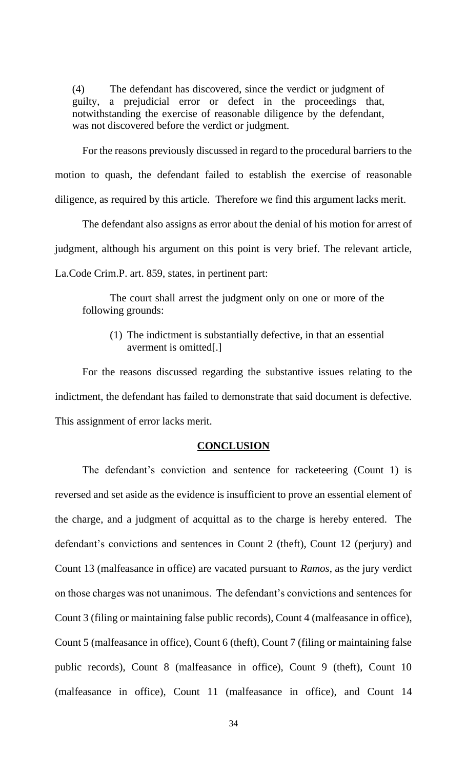(4) The defendant has discovered, since the verdict or judgment of guilty, a prejudicial error or defect in the proceedings that, notwithstanding the exercise of reasonable diligence by the defendant, was not discovered before the verdict or judgment.

For the reasons previously discussed in regard to the procedural barriers to the motion to quash, the defendant failed to establish the exercise of reasonable diligence, as required by this article. Therefore we find this argument lacks merit.

The defendant also assigns as error about the denial of his motion for arrest of judgment, although his argument on this point is very brief. The relevant article, La.Code Crim.P. art. 859, states, in pertinent part:

> The court shall arrest the judgment only on one or more of the following grounds:
>
> (1) The indictment is substantially defective, in that an essential averment is omitted[.]

For the reasons discussed regarding the substantive issues relating to the indictment, the defendant has failed to demonstrate that said document is defective. This assignment of error lacks merit.

## CONCLUSION

The defendant's conviction and sentence for racketeering (Count 1) is reversed and set aside as the evidence is insufficient to prove an essential element of the charge, and a judgment of acquittal as to the charge is hereby entered. The defendant's convictions and sentences in Count 2 (theft), Count 12 (perjury) and Count 13 (malfeasance in office) are vacated pursuant to *Ramos*, as the jury verdict on those charges was not unanimous. The defendant's convictions and sentences for Count 3 (filing or maintaining false public records), Count 4 (malfeasance in office), Count 5 (malfeasance in office), Count 6 (theft), Count 7 (filing or maintaining false public records), Count 8 (malfeasance in office), Count 9 (theft), Count 10 (malfeasance in office), Count 11 (malfeasance in office), and Count 14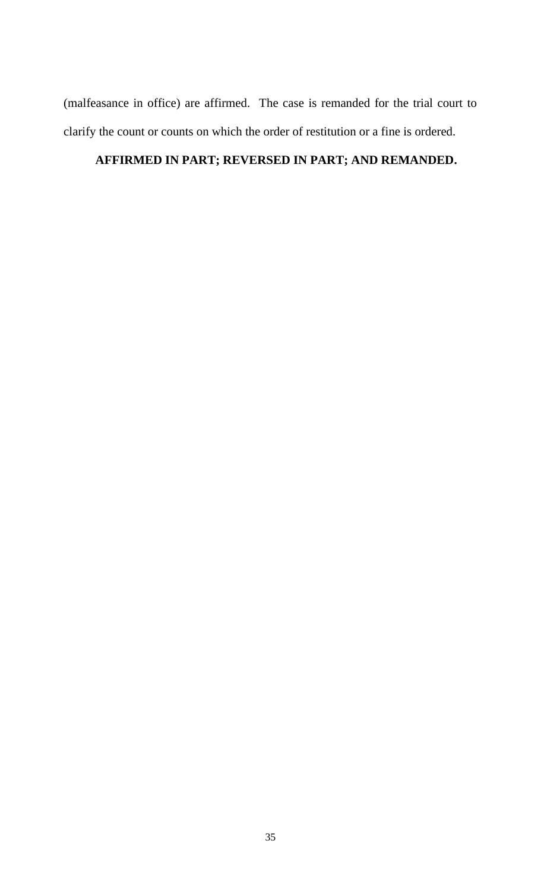(malfeasance in office) are affirmed. The case is remanded for the trial court to clarify the count or counts on which the order of restitution or a fine is ordered.

**AFFIRMED IN PART; REVERSED IN PART; AND REMANDED.**